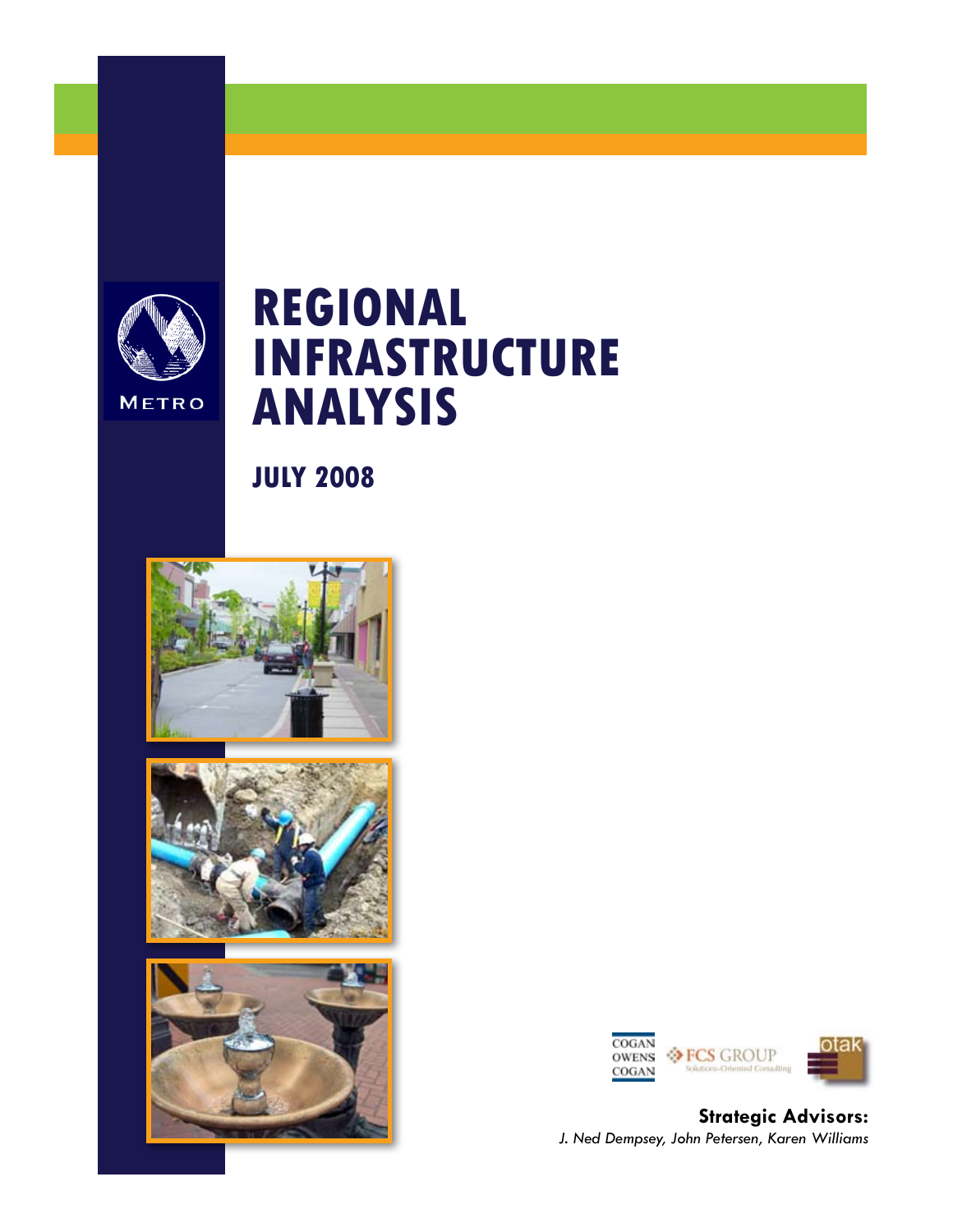METRO

# REGIONAL INFRASTRUCTURE ANALYSIS

## JULY 2008

COGAN OWENS COGAN

FCS GROUP Solutions-Oriented Consulting

otak

**Strategic Advisors:**
*J. Ned Dempsey, John Petersen, Karen Williams*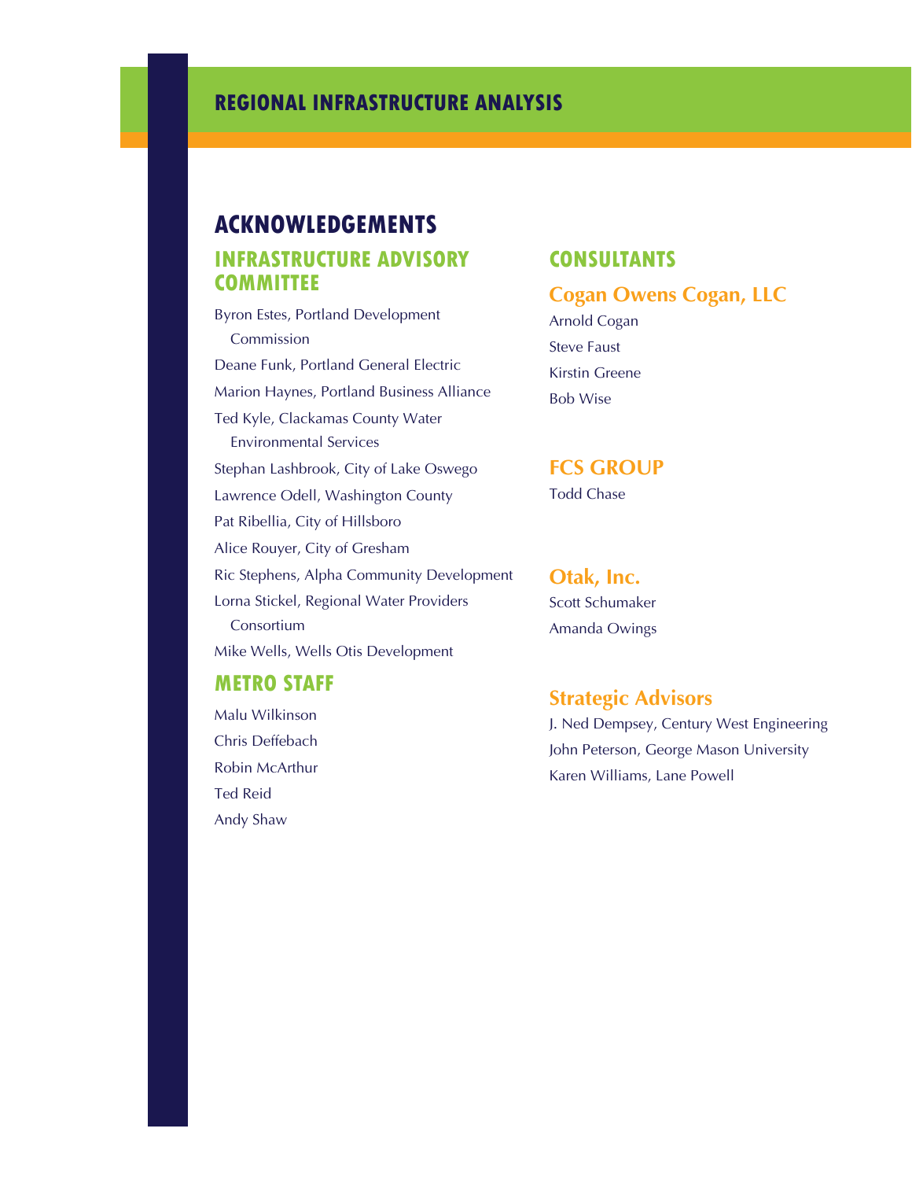# ACKNOWLEDGEMENTS

## INFRASTRUCTURE ADVISORY COMMITTEE

Byron Estes, Portland Development Commission

Deane Funk, Portland General Electric

Marion Haynes, Portland Business Alliance

Ted Kyle, Clackamas County Water Environmental Services

Stephan Lashbrook, City of Lake Oswego

Lawrence Odell, Washington County

Pat Ribellia, City of Hillsboro

Alice Rouyer, City of Gresham

Ric Stephens, Alpha Community Development

Lorna Stickel, Regional Water Providers Consortium

Mike Wells, Wells Otis Development

## METRO STAFF

Malu Wilkinson

Chris Deffebach

Robin McArthur

Ted Reid

Andy Shaw

## CONSULTANTS

### Cogan Owens Cogan, LLC

Arnold Cogan

Steve Faust

Kirstin Greene

Bob Wise

### FCS GROUP

Todd Chase

### Otak, Inc.

Scott Schumaker

Amanda Owings

### Strategic Advisors

J. Ned Dempsey, Century West Engineering

John Peterson, George Mason University

Karen Williams, Lane Powell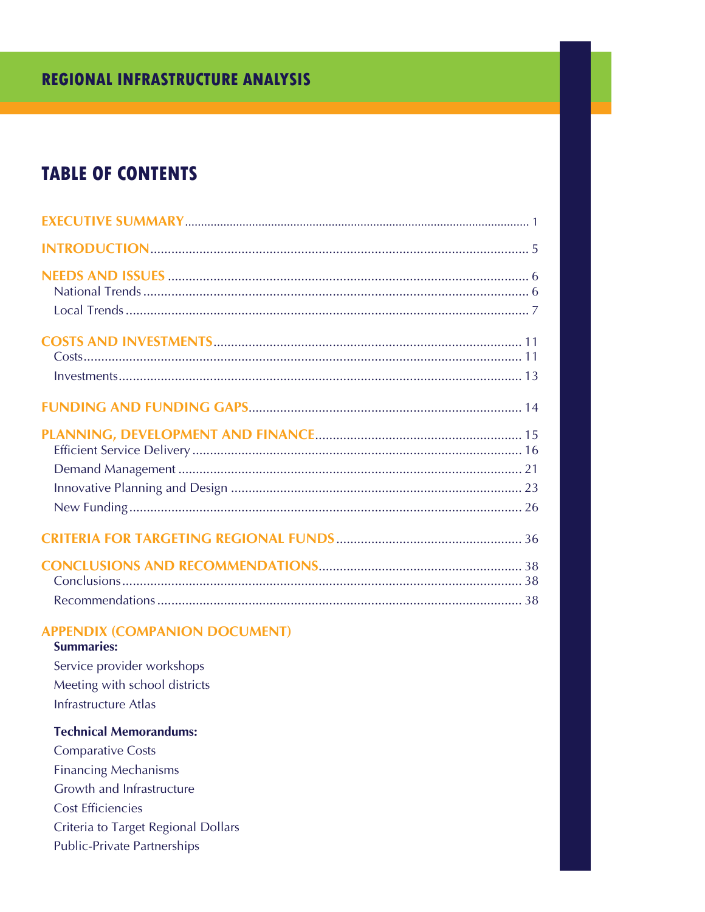# TABLE OF CONTENTS

**EXECUTIVE SUMMARY** ..... 1

**INTRODUCTION** ..... 5

**NEEDS AND ISSUES** ..... 6
- National Trends ..... 6
- Local Trends ..... 7

**COSTS AND INVESTMENTS** ..... 11
- Costs ..... 11
- Investments ..... 13

**FUNDING AND FUNDING GAPS** ..... 14

**PLANNING, DEVELOPMENT AND FINANCE** ..... 15
- Efficient Service Delivery ..... 16
- Demand Management ..... 21
- Innovative Planning and Design ..... 23
- New Funding ..... 26

**CRITERIA FOR TARGETING REGIONAL FUNDS** ..... 36

**CONCLUSIONS AND RECOMMENDATIONS** ..... 38
- Conclusions ..... 38
- Recommendations ..... 38

**APPENDIX (COMPANION DOCUMENT)**

**Summaries:**
- Service provider workshops
- Meeting with school districts
- Infrastructure Atlas

**Technical Memorandums:**
- Comparative Costs
- Financing Mechanisms
- Growth and Infrastructure
- Cost Efficiencies
- Criteria to Target Regional Dollars
- Public-Private Partnerships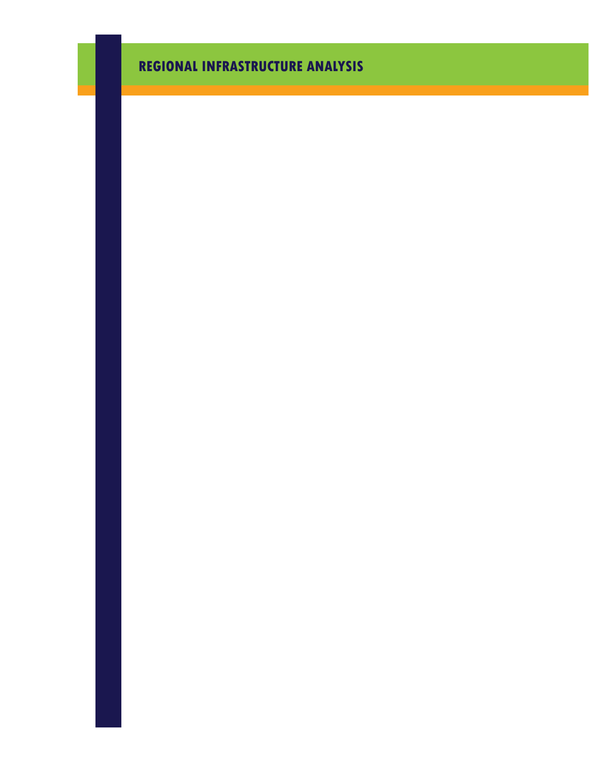# REGIONAL INFRASTRUCTURE ANALYSIS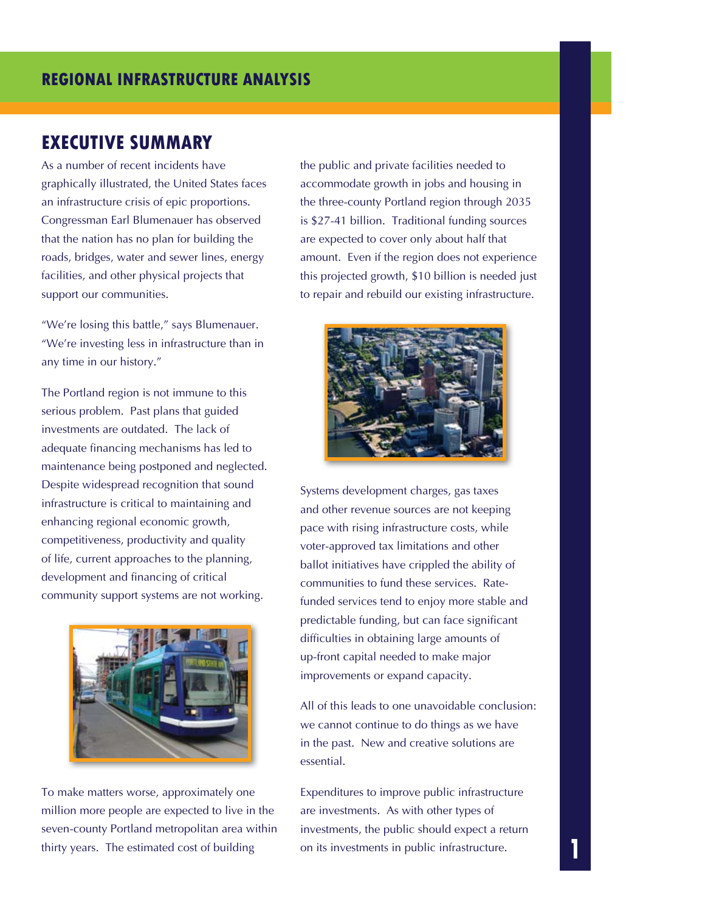## EXECUTIVE SUMMARY

As a number of recent incidents have graphically illustrated, the United States faces an infrastructure crisis of epic proportions. Congressman Earl Blumenauer has observed that the nation has no plan for building the roads, bridges, water and sewer lines, energy facilities, and other physical projects that support our communities.

"We're losing this battle," says Blumenauer. "We're investing less in infrastructure than in any time in our history."

The Portland region is not immune to this serious problem. Past plans that guided investments are outdated. The lack of adequate financing mechanisms has led to maintenance being postponed and neglected. Despite widespread recognition that sound infrastructure is critical to maintaining and enhancing regional economic growth, competitiveness, productivity and quality of life, current approaches to the planning, development and financing of critical community support systems are not working.

To make matters worse, approximately one million more people are expected to live in the seven-county Portland metropolitan area within thirty years. The estimated cost of building the public and private facilities needed to accommodate growth in jobs and housing in the three-county Portland region through 2035 is $27-41 billion. Traditional funding sources are expected to cover only about half that amount. Even if the region does not experience this projected growth, $10 billion is needed just to repair and rebuild our existing infrastructure.

Systems development charges, gas taxes and other revenue sources are not keeping pace with rising infrastructure costs, while voter-approved tax limitations and other ballot initiatives have crippled the ability of communities to fund these services. Rate-funded services tend to enjoy more stable and predictable funding, but can face significant difficulties in obtaining large amounts of up-front capital needed to make major improvements or expand capacity.

All of this leads to one unavoidable conclusion: we cannot continue to do things as we have in the past. New and creative solutions are essential.

Expenditures to improve public infrastructure are investments. As with other types of investments, the public should expect a return on its investments in public infrastructure.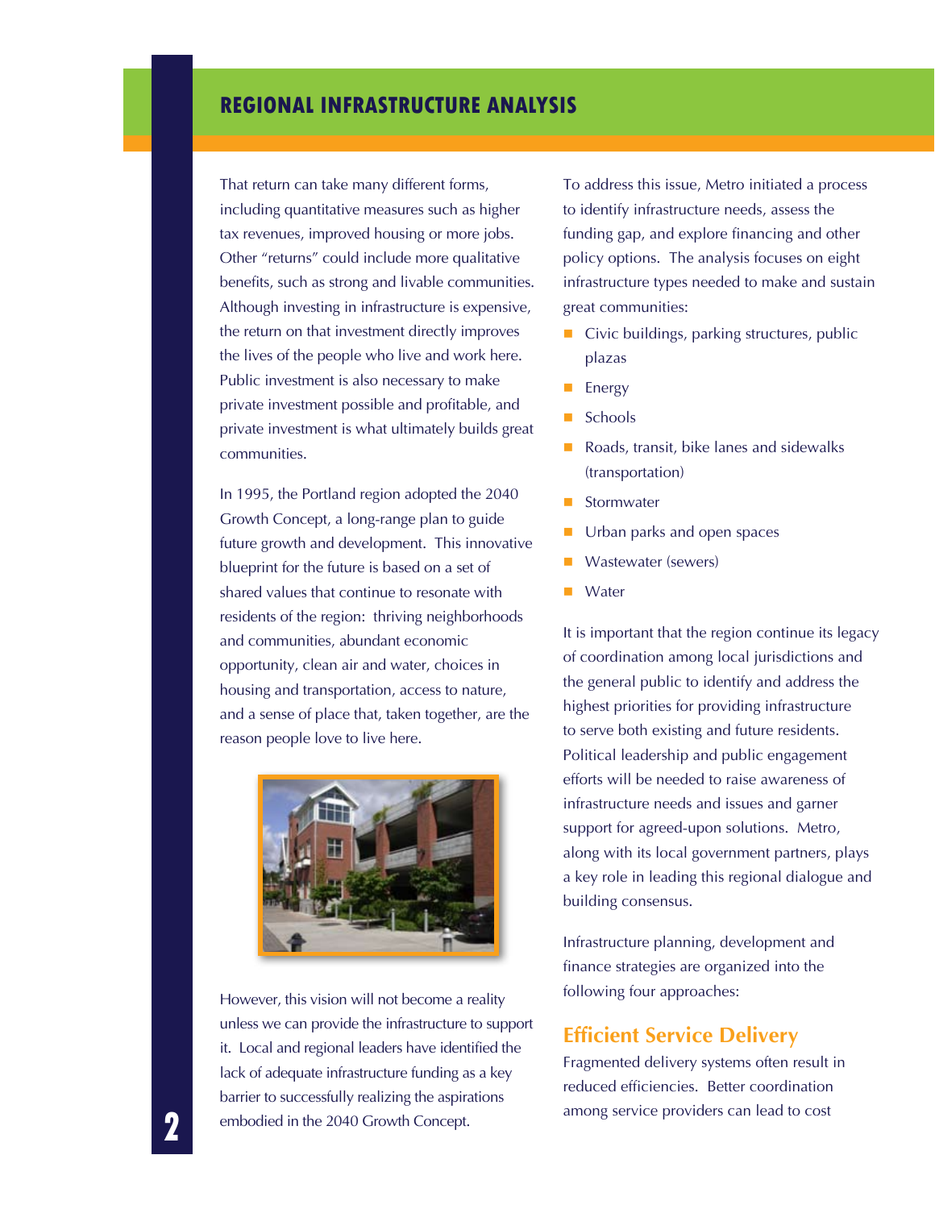## REGIONAL INFRASTRUCTURE ANALYSIS

That return can take many different forms, including quantitative measures such as higher tax revenues, improved housing or more jobs. Other "returns" could include more qualitative benefits, such as strong and livable communities. Although investing in infrastructure is expensive, the return on that investment directly improves the lives of the people who live and work here. Public investment is also necessary to make private investment possible and profitable, and private investment is what ultimately builds great communities.

In 1995, the Portland region adopted the 2040 Growth Concept, a long-range plan to guide future growth and development. This innovative blueprint for the future is based on a set of shared values that continue to resonate with residents of the region: thriving neighborhoods and communities, abundant economic opportunity, clean air and water, choices in housing and transportation, access to nature, and a sense of place that, taken together, are the reason people love to live here.

However, this vision will not become a reality unless we can provide the infrastructure to support it. Local and regional leaders have identified the lack of adequate infrastructure funding as a key barrier to successfully realizing the aspirations embodied in the 2040 Growth Concept.

To address this issue, Metro initiated a process to identify infrastructure needs, assess the funding gap, and explore financing and other policy options. The analysis focuses on eight infrastructure types needed to make and sustain great communities:

- Civic buildings, parking structures, public plazas
- Energy
- Schools
- Roads, transit, bike lanes and sidewalks (transportation)
- Stormwater
- Urban parks and open spaces
- Wastewater (sewers)
- Water

It is important that the region continue its legacy of coordination among local jurisdictions and the general public to identify and address the highest priorities for providing infrastructure to serve both existing and future residents. Political leadership and public engagement efforts will be needed to raise awareness of infrastructure needs and issues and garner support for agreed-upon solutions. Metro, along with its local government partners, plays a key role in leading this regional dialogue and building consensus.

Infrastructure planning, development and finance strategies are organized into the following four approaches:

### Efficient Service Delivery

Fragmented delivery systems often result in reduced efficiencies. Better coordination among service providers can lead to cost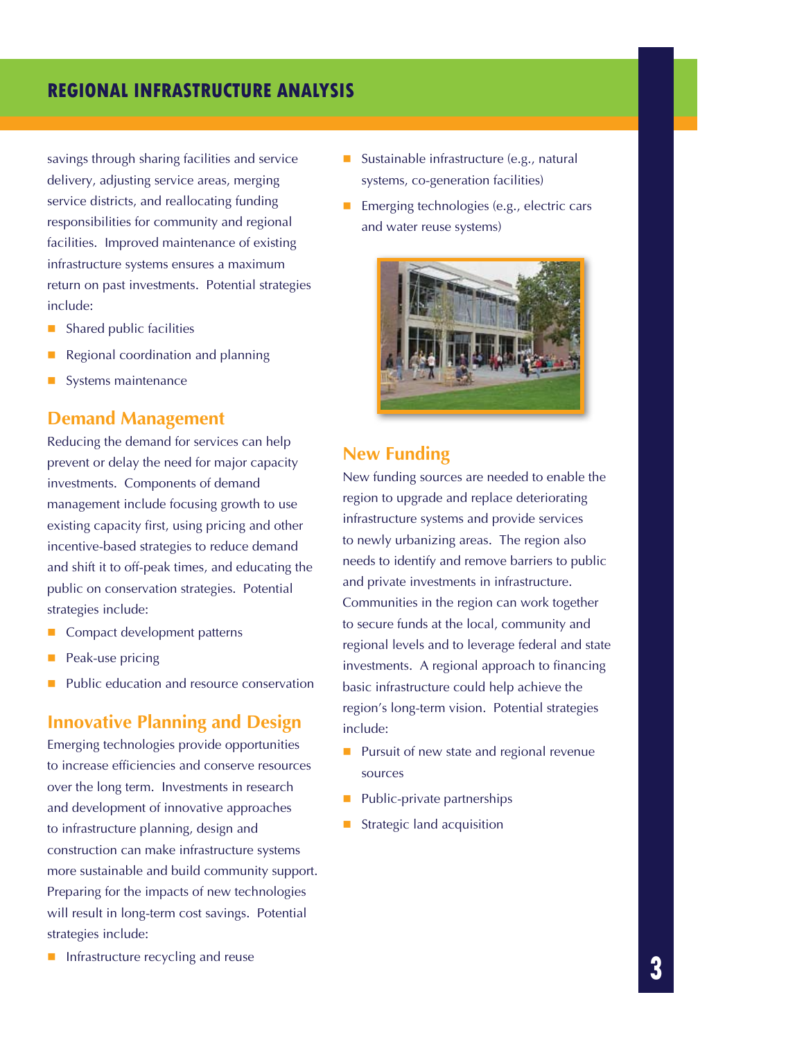savings through sharing facilities and service delivery, adjusting service areas, merging service districts, and reallocating funding responsibilities for community and regional facilities. Improved maintenance of existing infrastructure systems ensures a maximum return on past investments. Potential strategies include:

- Shared public facilities
- Regional coordination and planning
- Systems maintenance

## Demand Management

Reducing the demand for services can help prevent or delay the need for major capacity investments. Components of demand management include focusing growth to use existing capacity first, using pricing and other incentive-based strategies to reduce demand and shift it to off-peak times, and educating the public on conservation strategies. Potential strategies include:

- Compact development patterns
- Peak-use pricing
- Public education and resource conservation

## Innovative Planning and Design

Emerging technologies provide opportunities to increase efficiencies and conserve resources over the long term. Investments in research and development of innovative approaches to infrastructure planning, design and construction can make infrastructure systems more sustainable and build community support. Preparing for the impacts of new technologies will result in long-term cost savings. Potential strategies include:

- Infrastructure recycling and reuse
- Sustainable infrastructure (e.g., natural systems, co-generation facilities)
- Emerging technologies (e.g., electric cars and water reuse systems)

## New Funding

New funding sources are needed to enable the region to upgrade and replace deteriorating infrastructure systems and provide services to newly urbanizing areas. The region also needs to identify and remove barriers to public and private investments in infrastructure. Communities in the region can work together to secure funds at the local, community and regional levels and to leverage federal and state investments. A regional approach to financing basic infrastructure could help achieve the region's long-term vision. Potential strategies include:

- Pursuit of new state and regional revenue sources
- Public-private partnerships
- Strategic land acquisition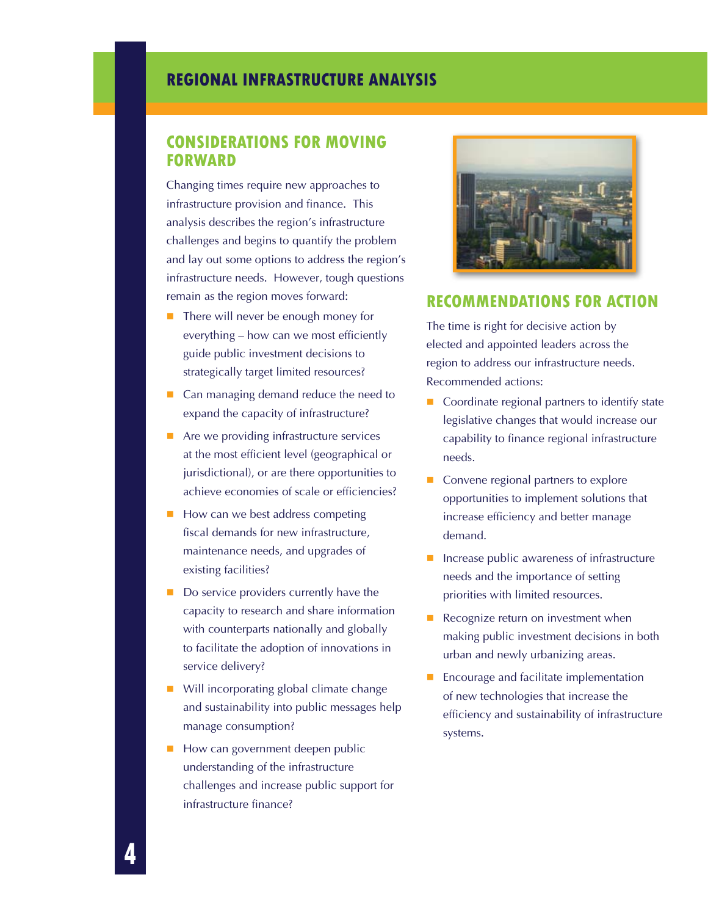## CONSIDERATIONS FOR MOVING FORWARD

Changing times require new approaches to infrastructure provision and finance. This analysis describes the region's infrastructure challenges and begins to quantify the problem and lay out some options to address the region's infrastructure needs. However, tough questions remain as the region moves forward:

- There will never be enough money for everything – how can we most efficiently guide public investment decisions to strategically target limited resources?
- Can managing demand reduce the need to expand the capacity of infrastructure?
- Are we providing infrastructure services at the most efficient level (geographical or jurisdictional), or are there opportunities to achieve economies of scale or efficiencies?
- How can we best address competing fiscal demands for new infrastructure, maintenance needs, and upgrades of existing facilities?
- Do service providers currently have the capacity to research and share information with counterparts nationally and globally to facilitate the adoption of innovations in service delivery?
- Will incorporating global climate change and sustainability into public messages help manage consumption?
- How can government deepen public understanding of the infrastructure challenges and increase public support for infrastructure finance?

## RECOMMENDATIONS FOR ACTION

The time is right for decisive action by elected and appointed leaders across the region to address our infrastructure needs. Recommended actions:

- Coordinate regional partners to identify state legislative changes that would increase our capability to finance regional infrastructure needs.
- Convene regional partners to explore opportunities to implement solutions that increase efficiency and better manage demand.
- Increase public awareness of infrastructure needs and the importance of setting priorities with limited resources.
- Recognize return on investment when making public investment decisions in both urban and newly urbanizing areas.
- Encourage and facilitate implementation of new technologies that increase the efficiency and sustainability of infrastructure systems.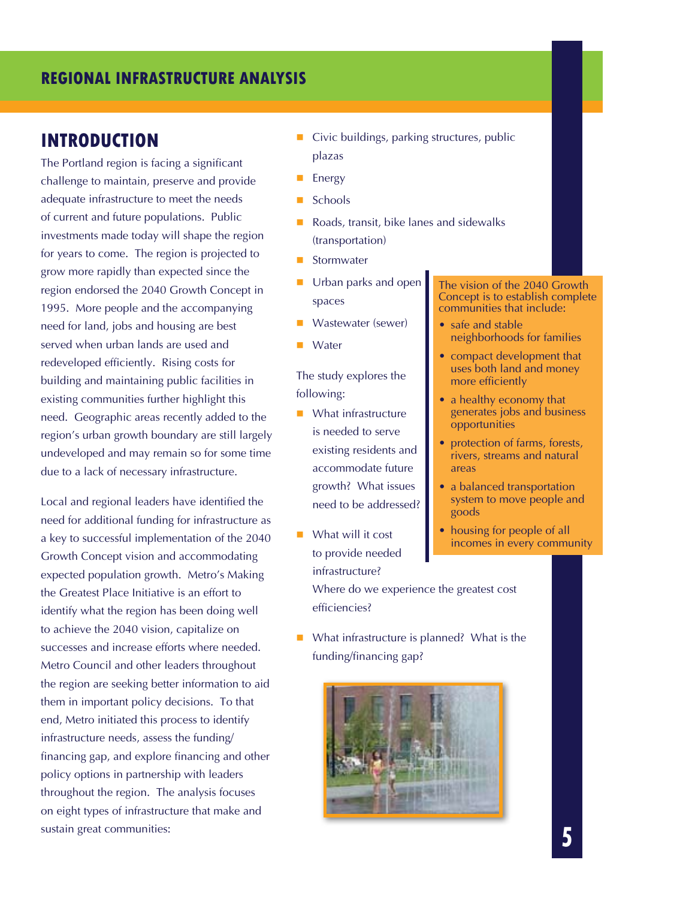## INTRODUCTION

The Portland region is facing a significant challenge to maintain, preserve and provide adequate infrastructure to meet the needs of current and future populations. Public investments made today will shape the region for years to come. The region is projected to grow more rapidly than expected since the region endorsed the 2040 Growth Concept in 1995. More people and the accompanying need for land, jobs and housing are best served when urban lands are used and redeveloped efficiently. Rising costs for building and maintaining public facilities in existing communities further highlight this need. Geographic areas recently added to the region's urban growth boundary are still largely undeveloped and may remain so for some time due to a lack of necessary infrastructure.

Local and regional leaders have identified the need for additional funding for infrastructure as a key to successful implementation of the 2040 Growth Concept vision and accommodating expected population growth. Metro's Making the Greatest Place Initiative is an effort to identify what the region has been doing well to achieve the 2040 vision, capitalize on successes and increase efforts where needed. Metro Council and other leaders throughout the region are seeking better information to aid them in important policy decisions. To that end, Metro initiated this process to identify infrastructure needs, assess the funding/financing gap, and explore financing and other policy options in partnership with leaders throughout the region. The analysis focuses on eight types of infrastructure that make and sustain great communities:

- Civic buildings, parking structures, public plazas
- Energy
- Schools
- Roads, transit, bike lanes and sidewalks (transportation)
- Stormwater
- Urban parks and open spaces
- Wastewater (sewer)
- Water

The study explores the following:

- What infrastructure is needed to serve existing residents and accommodate future growth? What issues need to be addressed?
- What will it cost to provide needed infrastructure? Where do we experience the greatest cost efficiencies?
- What infrastructure is planned? What is the funding/financing gap?

The vision of the 2040 Growth Concept is to establish complete communities that include:

- safe and stable neighborhoods for families
- compact development that uses both land and money more efficiently
- a healthy economy that generates jobs and business opportunities
- protection of farms, forests, rivers, streams and natural areas
- a balanced transportation system to move people and goods
- housing for people of all incomes in every community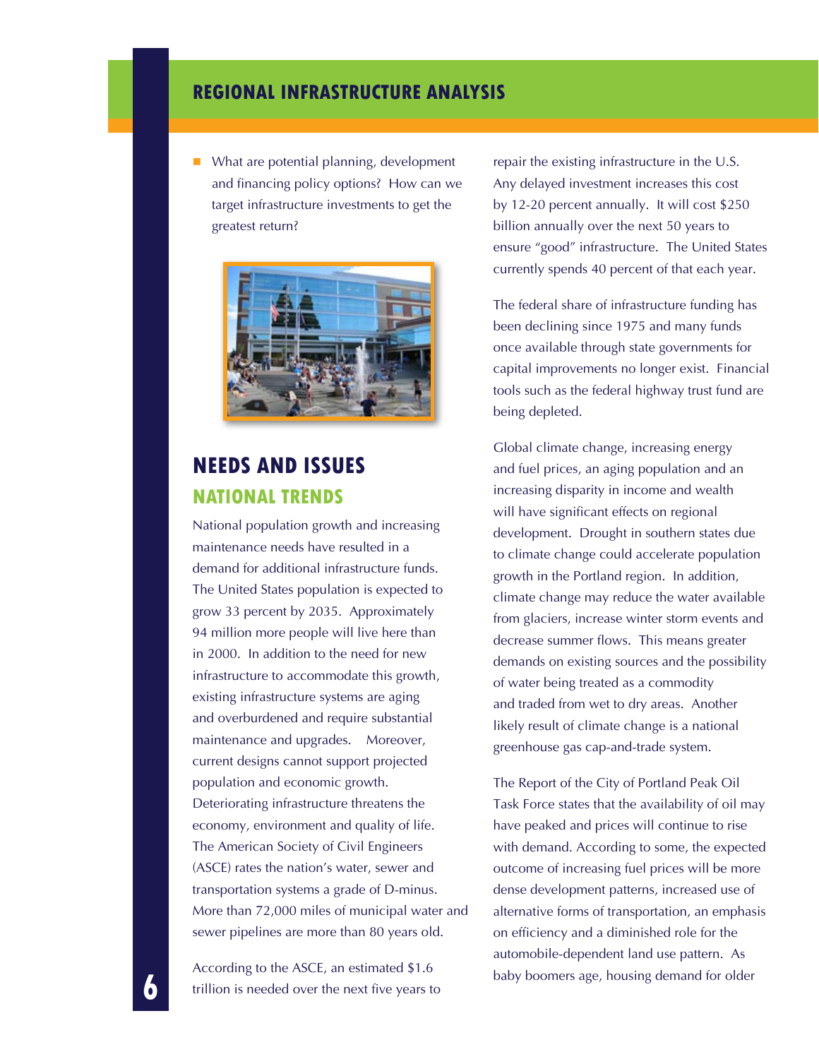- What are potential planning, development and financing policy options? How can we target infrastructure investments to get the greatest return?

## NEEDS AND ISSUES

### NATIONAL TRENDS

National population growth and increasing maintenance needs have resulted in a demand for additional infrastructure funds. The United States population is expected to grow 33 percent by 2035. Approximately 94 million more people will live here than in 2000. In addition to the need for new infrastructure to accommodate this growth, existing infrastructure systems are aging and overburdened and require substantial maintenance and upgrades. Moreover, current designs cannot support projected population and economic growth. Deteriorating infrastructure threatens the economy, environment and quality of life. The American Society of Civil Engineers (ASCE) rates the nation's water, sewer and transportation systems a grade of D-minus. More than 72,000 miles of municipal water and sewer pipelines are more than 80 years old.

According to the ASCE, an estimated $1.6 trillion is needed over the next five years to repair the existing infrastructure in the U.S. Any delayed investment increases this cost by 12-20 percent annually. It will cost $250 billion annually over the next 50 years to ensure "good" infrastructure. The United States currently spends 40 percent of that each year.

The federal share of infrastructure funding has been declining since 1975 and many funds once available through state governments for capital improvements no longer exist. Financial tools such as the federal highway trust fund are being depleted.

Global climate change, increasing energy and fuel prices, an aging population and an increasing disparity in income and wealth will have significant effects on regional development. Drought in southern states due to climate change could accelerate population growth in the Portland region. In addition, climate change may reduce the water available from glaciers, increase winter storm events and decrease summer flows. This means greater demands on existing sources and the possibility of water being treated as a commodity and traded from wet to dry areas. Another likely result of climate change is a national greenhouse gas cap-and-trade system.

The Report of the City of Portland Peak Oil Task Force states that the availability of oil may have peaked and prices will continue to rise with demand. According to some, the expected outcome of increasing fuel prices will be more dense development patterns, increased use of alternative forms of transportation, an emphasis on efficiency and a diminished role for the automobile-dependent land use pattern. As baby boomers age, housing demand for older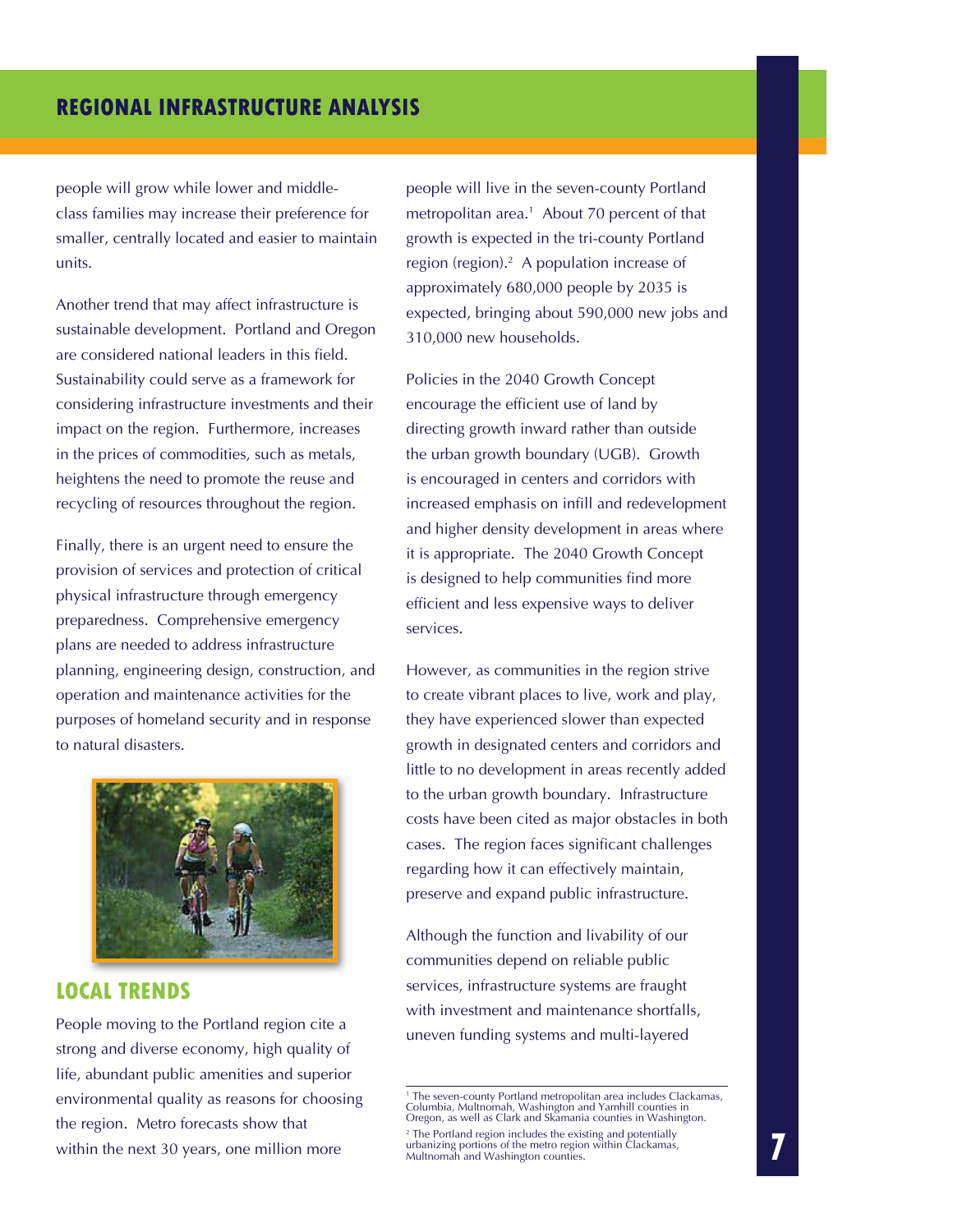people will grow while lower and middle-class families may increase their preference for smaller, centrally located and easier to maintain units.

Another trend that may affect infrastructure is sustainable development. Portland and Oregon are considered national leaders in this field. Sustainability could serve as a framework for considering infrastructure investments and their impact on the region. Furthermore, increases in the prices of commodities, such as metals, heightens the need to promote the reuse and recycling of resources throughout the region.

Finally, there is an urgent need to ensure the provision of services and protection of critical physical infrastructure through emergency preparedness. Comprehensive emergency plans are needed to address infrastructure planning, engineering design, construction, and operation and maintenance activities for the purposes of homeland security and in response to natural disasters.

## LOCAL TRENDS

People moving to the Portland region cite a strong and diverse economy, high quality of life, abundant public amenities and superior environmental quality as reasons for choosing the region. Metro forecasts show that within the next 30 years, one million more people will live in the seven-county Portland metropolitan area.[1] About 70 percent of that growth is expected in the tri-county Portland region (region).[2] A population increase of approximately 680,000 people by 2035 is expected, bringing about 590,000 new jobs and 310,000 new households.

Policies in the 2040 Growth Concept encourage the efficient use of land by directing growth inward rather than outside the urban growth boundary (UGB). Growth is encouraged in centers and corridors with increased emphasis on infill and redevelopment and higher density development in areas where it is appropriate. The 2040 Growth Concept is designed to help communities find more efficient and less expensive ways to deliver services.

However, as communities in the region strive to create vibrant places to live, work and play, they have experienced slower than expected growth in designated centers and corridors and little to no development in areas recently added to the urban growth boundary. Infrastructure costs have been cited as major obstacles in both cases. The region faces significant challenges regarding how it can effectively maintain, preserve and expand public infrastructure.

Although the function and livability of our communities depend on reliable public services, infrastructure systems are fraught with investment and maintenance shortfalls, uneven funding systems and multi-layered

---

[1] The seven-county Portland metropolitan area includes Clackamas, Columbia, Multnomah, Washington and Yamhill counties in Oregon, as well as Clark and Skamania counties in Washington.

[2] The Portland region includes the existing and potentially urbanizing portions of the metro region within Clackamas, Multnomah and Washington counties.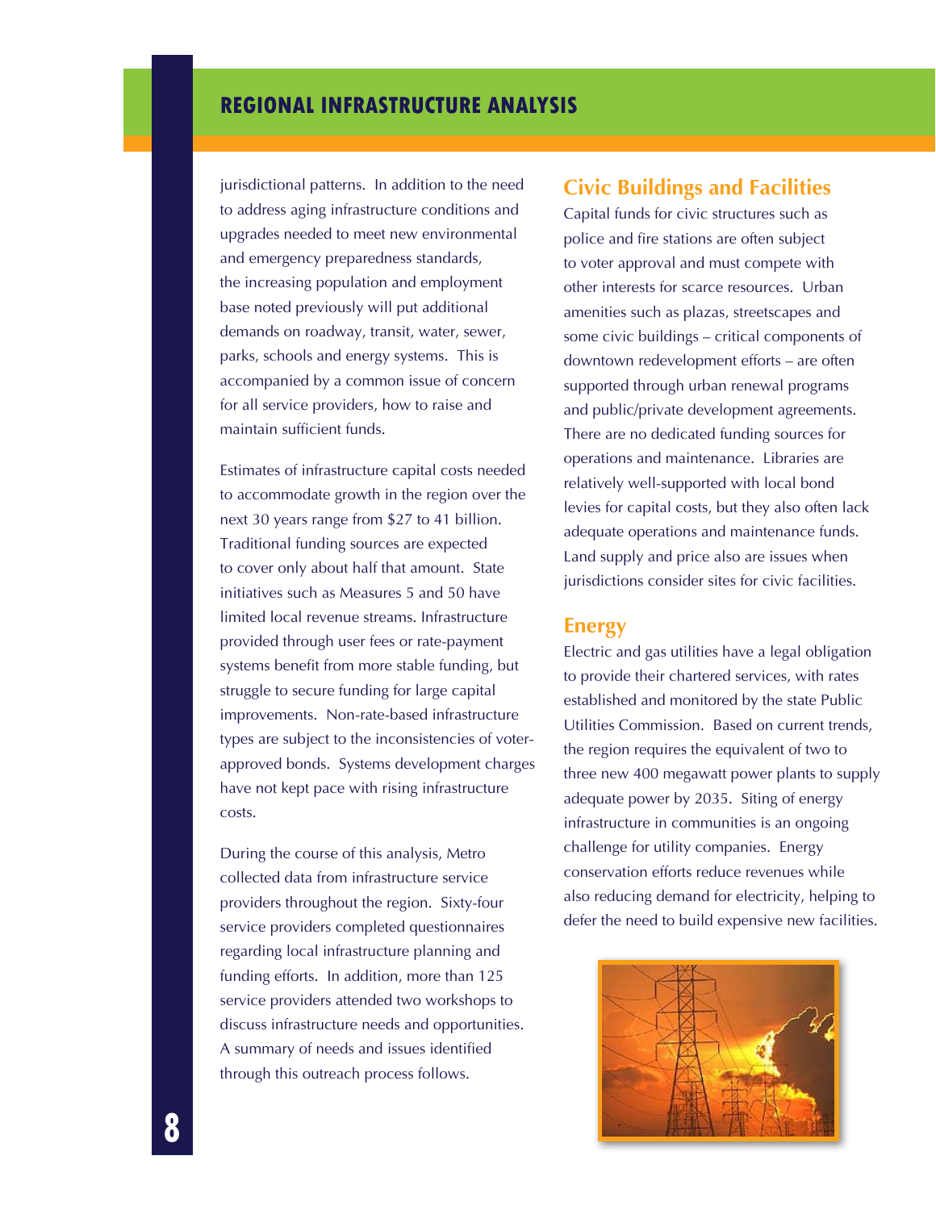jurisdictional patterns. In addition to the need to address aging infrastructure conditions and upgrades needed to meet new environmental and emergency preparedness standards, the increasing population and employment base noted previously will put additional demands on roadway, transit, water, sewer, parks, schools and energy systems. This is accompanied by a common issue of concern for all service providers, how to raise and maintain sufficient funds.

Estimates of infrastructure capital costs needed to accommodate growth in the region over the next 30 years range from $27 to 41 billion. Traditional funding sources are expected to cover only about half that amount. State initiatives such as Measures 5 and 50 have limited local revenue streams. Infrastructure provided through user fees or rate-payment systems benefit from more stable funding, but struggle to secure funding for large capital improvements. Non-rate-based infrastructure types are subject to the inconsistencies of voter-approved bonds. Systems development charges have not kept pace with rising infrastructure costs.

During the course of this analysis, Metro collected data from infrastructure service providers throughout the region. Sixty-four service providers completed questionnaires regarding local infrastructure planning and funding efforts. In addition, more than 125 service providers attended two workshops to discuss infrastructure needs and opportunities. A summary of needs and issues identified through this outreach process follows.

## Civic Buildings and Facilities

Capital funds for civic structures such as police and fire stations are often subject to voter approval and must compete with other interests for scarce resources. Urban amenities such as plazas, streetscapes and some civic buildings – critical components of downtown redevelopment efforts – are often supported through urban renewal programs and public/private development agreements. There are no dedicated funding sources for operations and maintenance. Libraries are relatively well-supported with local bond levies for capital costs, but they also often lack adequate operations and maintenance funds. Land supply and price also are issues when jurisdictions consider sites for civic facilities.

## Energy

Electric and gas utilities have a legal obligation to provide their chartered services, with rates established and monitored by the state Public Utilities Commission. Based on current trends, the region requires the equivalent of two to three new 400 megawatt power plants to supply adequate power by 2035. Siting of energy infrastructure in communities is an ongoing challenge for utility companies. Energy conservation efforts reduce revenues while also reducing demand for electricity, helping to defer the need to build expensive new facilities.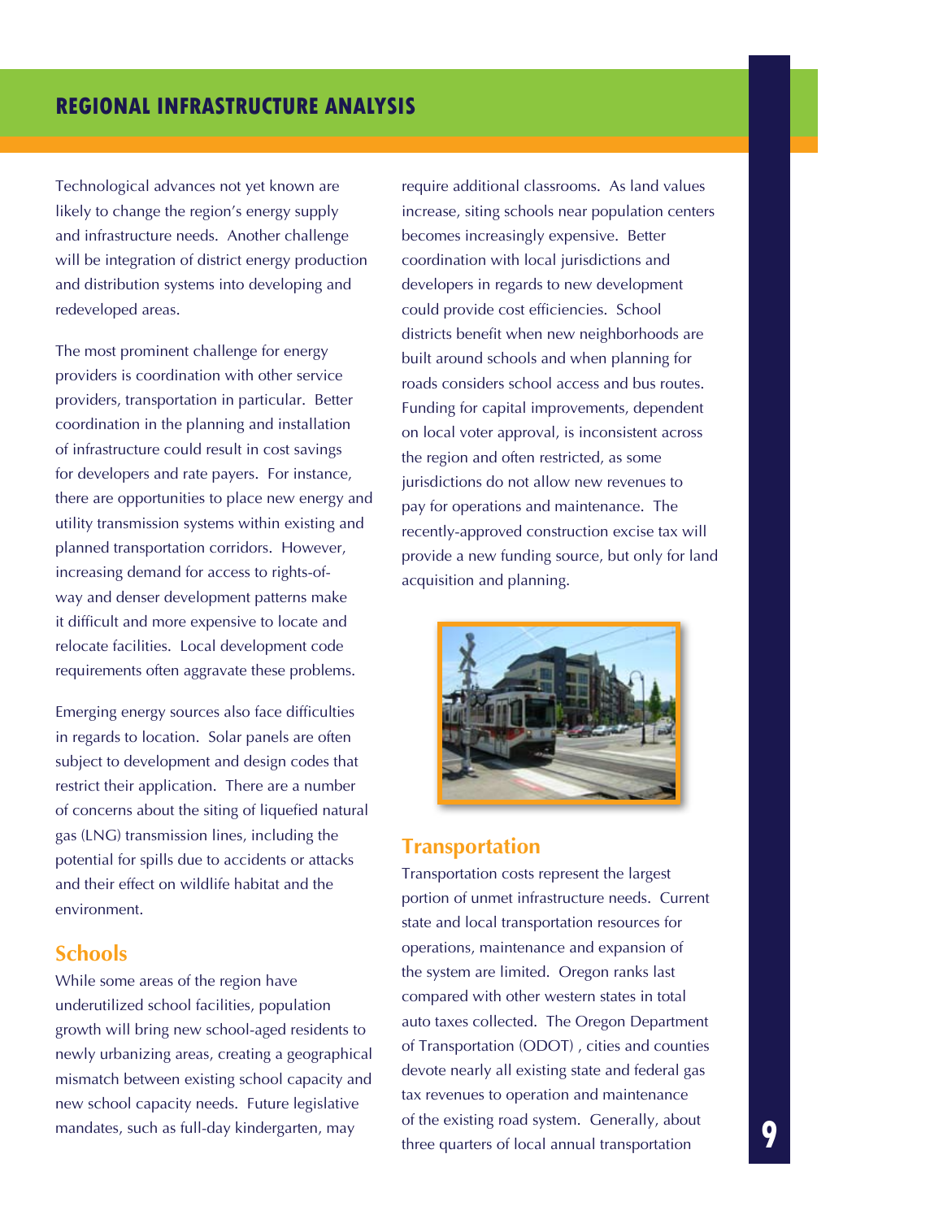Technological advances not yet known are likely to change the region's energy supply and infrastructure needs. Another challenge will be integration of district energy production and distribution systems into developing and redeveloped areas.

The most prominent challenge for energy providers is coordination with other service providers, transportation in particular. Better coordination in the planning and installation of infrastructure could result in cost savings for developers and rate payers. For instance, there are opportunities to place new energy and utility transmission systems within existing and planned transportation corridors. However, increasing demand for access to rights-of-way and denser development patterns make it difficult and more expensive to locate and relocate facilities. Local development code requirements often aggravate these problems.

Emerging energy sources also face difficulties in regards to location. Solar panels are often subject to development and design codes that restrict their application. There are a number of concerns about the siting of liquefied natural gas (LNG) transmission lines, including the potential for spills due to accidents or attacks and their effect on wildlife habitat and the environment.

## Schools

While some areas of the region have underutilized school facilities, population growth will bring new school-aged residents to newly urbanizing areas, creating a geographical mismatch between existing school capacity and new school capacity needs. Future legislative mandates, such as full-day kindergarten, may require additional classrooms. As land values increase, siting schools near population centers becomes increasingly expensive. Better coordination with local jurisdictions and developers in regards to new development could provide cost efficiencies. School districts benefit when new neighborhoods are built around schools and when planning for roads considers school access and bus routes. Funding for capital improvements, dependent on local voter approval, is inconsistent across the region and often restricted, as some jurisdictions do not allow new revenues to pay for operations and maintenance. The recently-approved construction excise tax will provide a new funding source, but only for land acquisition and planning.

## Transportation

Transportation costs represent the largest portion of unmet infrastructure needs. Current state and local transportation resources for operations, maintenance and expansion of the system are limited. Oregon ranks last compared with other western states in total auto taxes collected. The Oregon Department of Transportation (ODOT) , cities and counties devote nearly all existing state and federal gas tax revenues to operation and maintenance of the existing road system. Generally, about three quarters of local annual transportation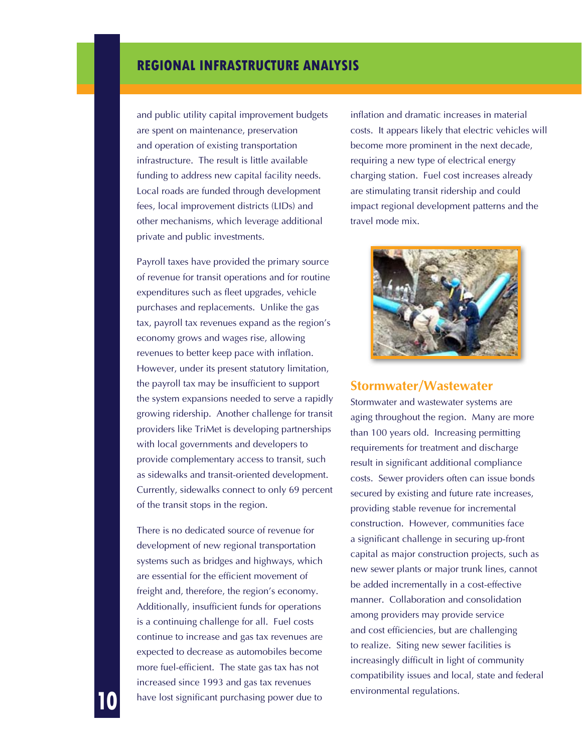and public utility capital improvement budgets are spent on maintenance, preservation and operation of existing transportation infrastructure. The result is little available funding to address new capital facility needs. Local roads are funded through development fees, local improvement districts (LIDs) and other mechanisms, which leverage additional private and public investments.

Payroll taxes have provided the primary source of revenue for transit operations and for routine expenditures such as fleet upgrades, vehicle purchases and replacements. Unlike the gas tax, payroll tax revenues expand as the region's economy grows and wages rise, allowing revenues to better keep pace with inflation. However, under its present statutory limitation, the payroll tax may be insufficient to support the system expansions needed to serve a rapidly growing ridership. Another challenge for transit providers like TriMet is developing partnerships with local governments and developers to provide complementary access to transit, such as sidewalks and transit-oriented development. Currently, sidewalks connect to only 69 percent of the transit stops in the region.

There is no dedicated source of revenue for development of new regional transportation systems such as bridges and highways, which are essential for the efficient movement of freight and, therefore, the region's economy. Additionally, insufficient funds for operations is a continuing challenge for all. Fuel costs continue to increase and gas tax revenues are expected to decrease as automobiles become more fuel-efficient. The state gas tax has not increased since 1993 and gas tax revenues have lost significant purchasing power due to inflation and dramatic increases in material costs. It appears likely that electric vehicles will become more prominent in the next decade, requiring a new type of electrical energy charging station. Fuel cost increases already are stimulating transit ridership and could impact regional development patterns and the travel mode mix.

## Stormwater/Wastewater

Stormwater and wastewater systems are aging throughout the region. Many are more than 100 years old. Increasing permitting requirements for treatment and discharge result in significant additional compliance costs. Sewer providers often can issue bonds secured by existing and future rate increases, providing stable revenue for incremental construction. However, communities face a significant challenge in securing up-front capital as major construction projects, such as new sewer plants or major trunk lines, cannot be added incrementally in a cost-effective manner. Collaboration and consolidation among providers may provide service and cost efficiencies, but are challenging to realize. Siting new sewer facilities is increasingly difficult in light of community compatibility issues and local, state and federal environmental regulations.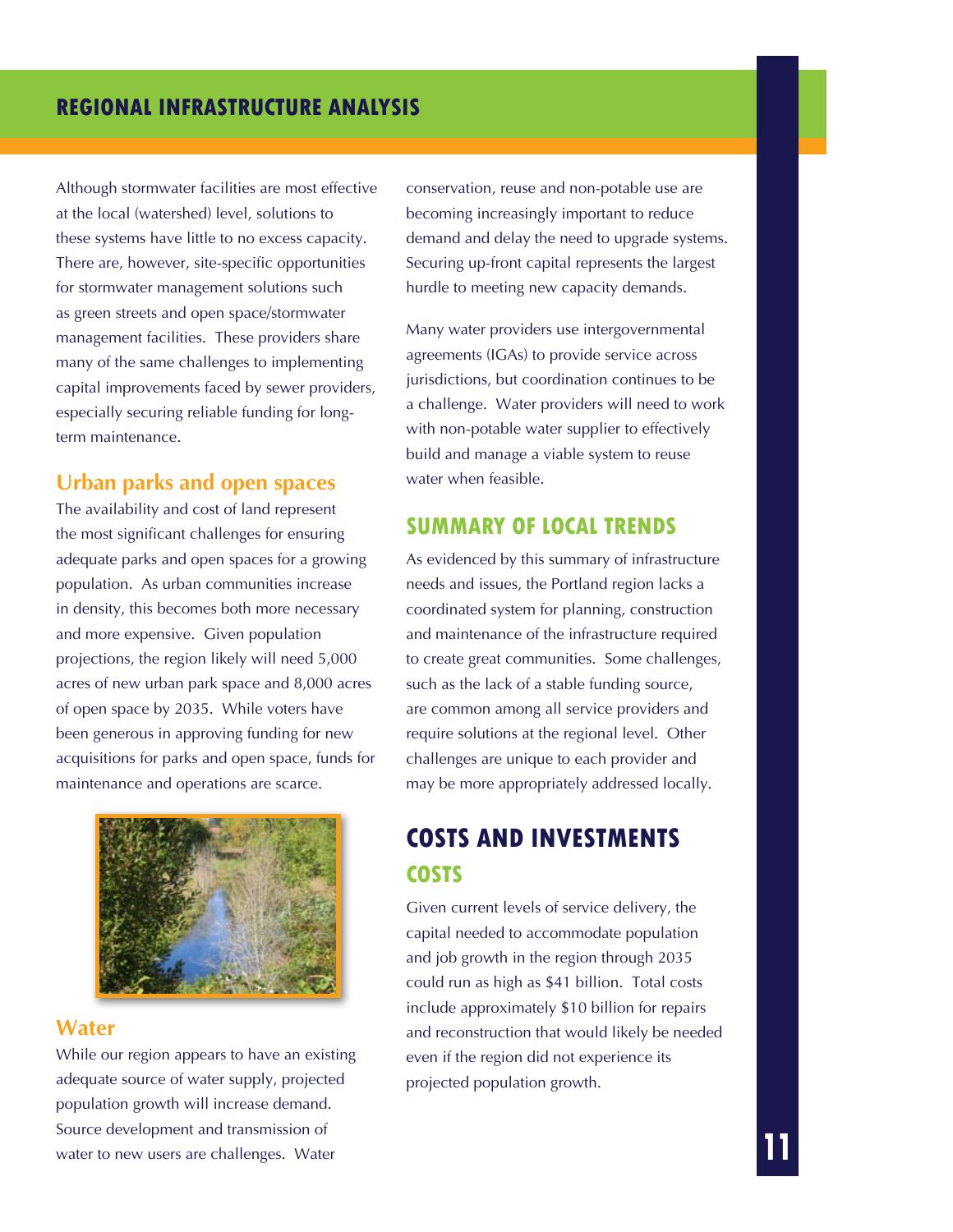Although stormwater facilities are most effective at the local (watershed) level, solutions to these systems have little to no excess capacity. There are, however, site-specific opportunities for stormwater management solutions such as green streets and open space/stormwater management facilities. These providers share many of the same challenges to implementing capital improvements faced by sewer providers, especially securing reliable funding for long-term maintenance.

### Urban parks and open spaces

The availability and cost of land represent the most significant challenges for ensuring adequate parks and open spaces for a growing population. As urban communities increase in density, this becomes both more necessary and more expensive. Given population projections, the region likely will need 5,000 acres of new urban park space and 8,000 acres of open space by 2035. While voters have been generous in approving funding for new acquisitions for parks and open space, funds for maintenance and operations are scarce.

### Water

While our region appears to have an existing adequate source of water supply, projected population growth will increase demand. Source development and transmission of water to new users are challenges. Water conservation, reuse and non-potable use are becoming increasingly important to reduce demand and delay the need to upgrade systems. Securing up-front capital represents the largest hurdle to meeting new capacity demands.

Many water providers use intergovernmental agreements (IGAs) to provide service across jurisdictions, but coordination continues to be a challenge. Water providers will need to work with non-potable water supplier to effectively build and manage a viable system to reuse water when feasible.

## SUMMARY OF LOCAL TRENDS

As evidenced by this summary of infrastructure needs and issues, the Portland region lacks a coordinated system for planning, construction and maintenance of the infrastructure required to create great communities. Some challenges, such as the lack of a stable funding source, are common among all service providers and require solutions at the regional level. Other challenges are unique to each provider and may be more appropriately addressed locally.

# COSTS AND INVESTMENTS

## COSTS

Given current levels of service delivery, the capital needed to accommodate population and job growth in the region through 2035 could run as high as $41 billion. Total costs include approximately $10 billion for repairs and reconstruction that would likely be needed even if the region did not experience its projected population growth.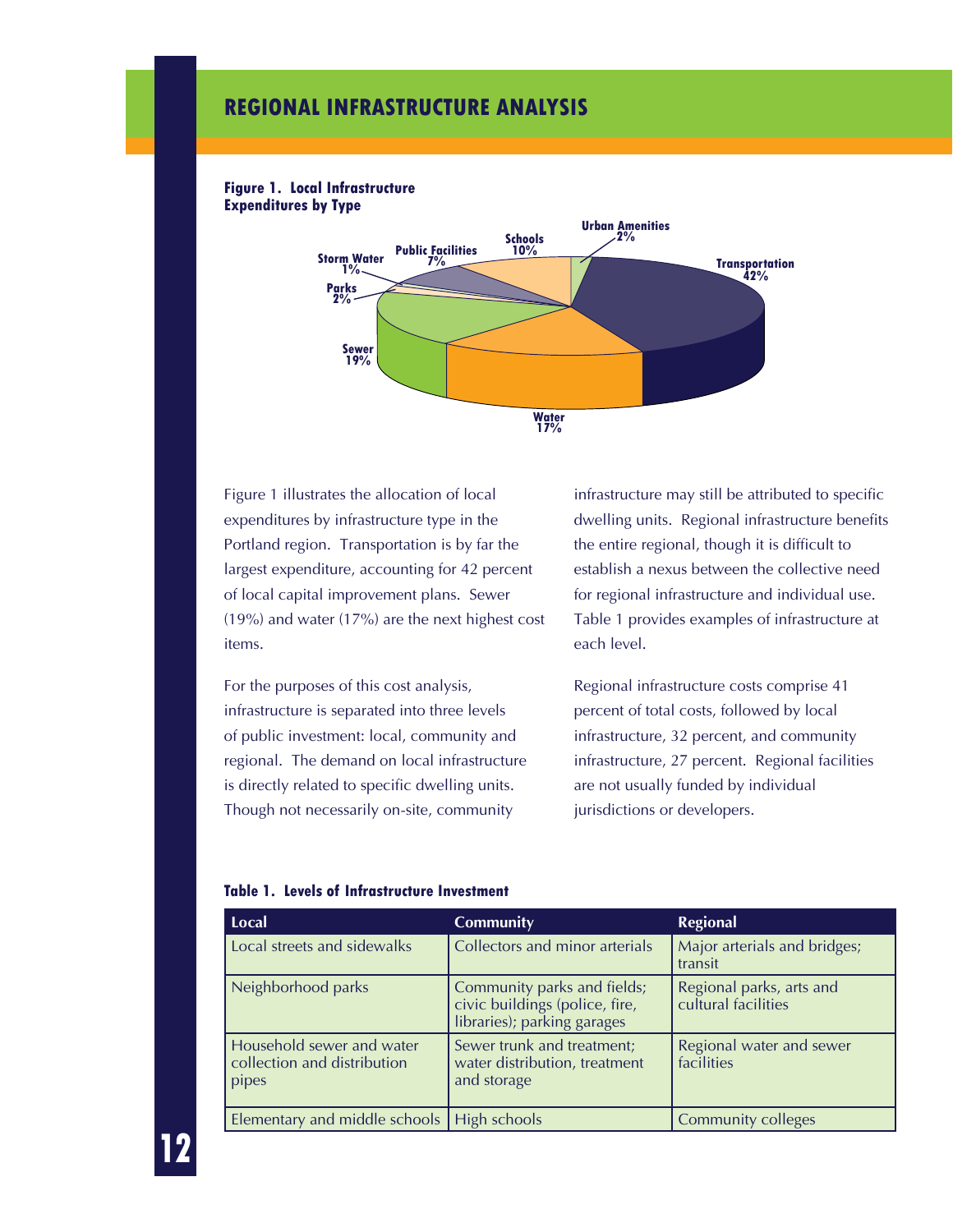## REGIONAL INFRASTRUCTURE ANALYSIS

**Figure 1. Local Infrastructure Expenditures by Type**

Transportation 42%
Water 17%
Sewer 19%
Parks 2%
Storm Water 1%
Public Facilities 7%
Schools 10%
Urban Amenities 2%

Figure 1 illustrates the allocation of local expenditures by infrastructure type in the Portland region. Transportation is by far the largest expenditure, accounting for 42 percent of local capital improvement plans. Sewer (19%) and water (17%) are the next highest cost items.

For the purposes of this cost analysis, infrastructure is separated into three levels of public investment: local, community and regional. The demand on local infrastructure is directly related to specific dwelling units. Though not necessarily on-site, community infrastructure may still be attributed to specific dwelling units. Regional infrastructure benefits the entire regional, though it is difficult to establish a nexus between the collective need for regional infrastructure and individual use. Table 1 provides examples of infrastructure at each level.

Regional infrastructure costs comprise 41 percent of total costs, followed by local infrastructure, 32 percent, and community infrastructure, 27 percent. Regional facilities are not usually funded by individual jurisdictions or developers.

**Table 1. Levels of Infrastructure Investment**

| Local | Community | Regional |
|---|---|---|
| Local streets and sidewalks | Collectors and minor arterials | Major arterials and bridges; transit |
| Neighborhood parks | Community parks and fields; civic buildings (police, fire, libraries); parking garages | Regional parks, arts and cultural facilities |
| Household sewer and water collection and distribution pipes | Sewer trunk and treatment; water distribution, treatment and storage | Regional water and sewer facilities |
| Elementary and middle schools | High schools | Community colleges |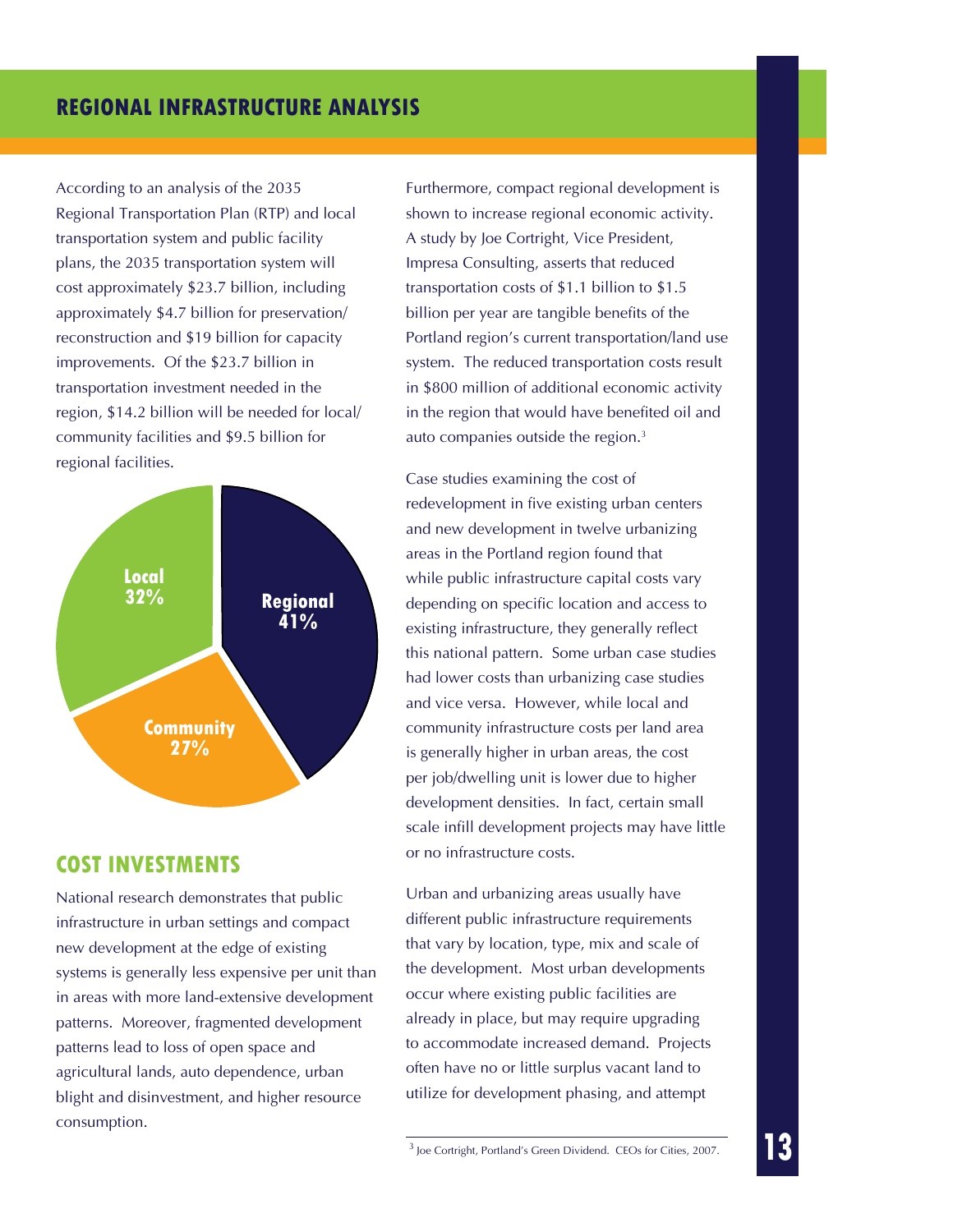## REGIONAL INFRASTRUCTURE ANALYSIS

According to an analysis of the 2035 Regional Transportation Plan (RTP) and local transportation system and public facility plans, the 2035 transportation system will cost approximately $23.7 billion, including approximately $4.7 billion for preservation/reconstruction and $19 billion for capacity improvements. Of the $23.7 billion in transportation investment needed in the region, $14.2 billion will be needed for local/community facilities and $9.5 billion for regional facilities.

Local 32%
Regional 41%
Community 27%

### COST INVESTMENTS

National research demonstrates that public infrastructure in urban settings and compact new development at the edge of existing systems is generally less expensive per unit than in areas with more land-extensive development patterns. Moreover, fragmented development patterns lead to loss of open space and agricultural lands, auto dependence, urban blight and disinvestment, and higher resource consumption.

Furthermore, compact regional development is shown to increase regional economic activity. A study by Joe Cortright, Vice President, Impresa Consulting, asserts that reduced transportation costs of $1.1 billion to $1.5 billion per year are tangible benefits of the Portland region's current transportation/land use system. The reduced transportation costs result in $800 million of additional economic activity in the region that would have benefited oil and auto companies outside the region.[3]

Case studies examining the cost of redevelopment in five existing urban centers and new development in twelve urbanizing areas in the Portland region found that while public infrastructure capital costs vary depending on specific location and access to existing infrastructure, they generally reflect this national pattern. Some urban case studies had lower costs than urbanizing case studies and vice versa. However, while local and community infrastructure costs per land area is generally higher in urban areas, the cost per job/dwelling unit is lower due to higher development densities. In fact, certain small scale infill development projects may have little or no infrastructure costs.

Urban and urbanizing areas usually have different public infrastructure requirements that vary by location, type, mix and scale of the development. Most urban developments occur where existing public facilities are already in place, but may require upgrading to accommodate increased demand. Projects often have no or little surplus vacant land to utilize for development phasing, and attempt

[3] Joe Cortright, Portland's Green Dividend. CEOs for Cities, 2007.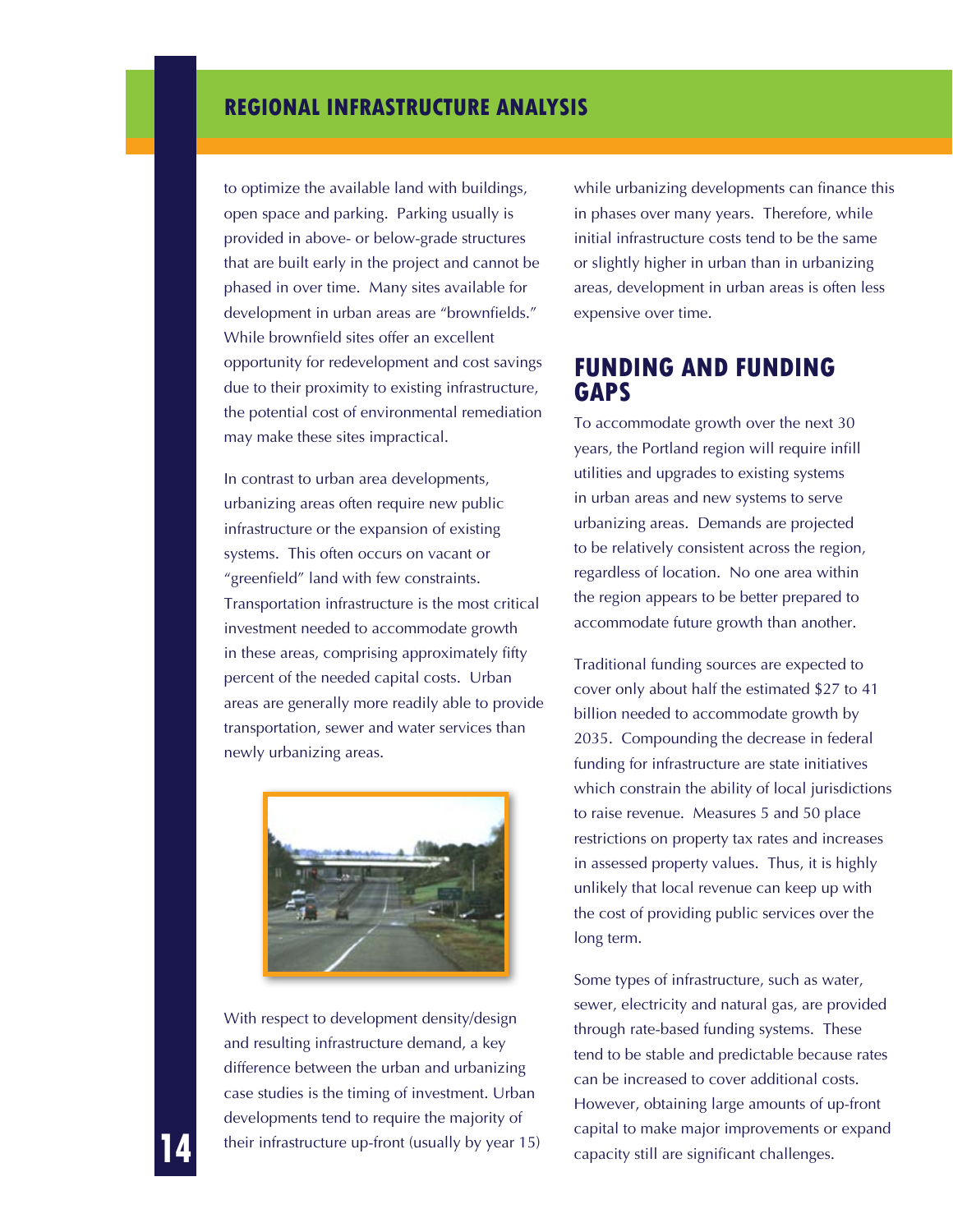to optimize the available land with buildings, open space and parking. Parking usually is provided in above- or below-grade structures that are built early in the project and cannot be phased in over time. Many sites available for development in urban areas are "brownfields." While brownfield sites offer an excellent opportunity for redevelopment and cost savings due to their proximity to existing infrastructure, the potential cost of environmental remediation may make these sites impractical.

In contrast to urban area developments, urbanizing areas often require new public infrastructure or the expansion of existing systems. This often occurs on vacant or "greenfield" land with few constraints. Transportation infrastructure is the most critical investment needed to accommodate growth in these areas, comprising approximately fifty percent of the needed capital costs. Urban areas are generally more readily able to provide transportation, sewer and water services than newly urbanizing areas.

With respect to development density/design and resulting infrastructure demand, a key difference between the urban and urbanizing case studies is the timing of investment. Urban developments tend to require the majority of their infrastructure up-front (usually by year 15) while urbanizing developments can finance this in phases over many years. Therefore, while initial infrastructure costs tend to be the same or slightly higher in urban than in urbanizing areas, development in urban areas is often less expensive over time.

## FUNDING AND FUNDING GAPS

To accommodate growth over the next 30 years, the Portland region will require infill utilities and upgrades to existing systems in urban areas and new systems to serve urbanizing areas. Demands are projected to be relatively consistent across the region, regardless of location. No one area within the region appears to be better prepared to accommodate future growth than another.

Traditional funding sources are expected to cover only about half the estimated $27 to 41 billion needed to accommodate growth by 2035. Compounding the decrease in federal funding for infrastructure are state initiatives which constrain the ability of local jurisdictions to raise revenue. Measures 5 and 50 place restrictions on property tax rates and increases in assessed property values. Thus, it is highly unlikely that local revenue can keep up with the cost of providing public services over the long term.

Some types of infrastructure, such as water, sewer, electricity and natural gas, are provided through rate-based funding systems. These tend to be stable and predictable because rates can be increased to cover additional costs. However, obtaining large amounts of up-front capital to make major improvements or expand capacity still are significant challenges.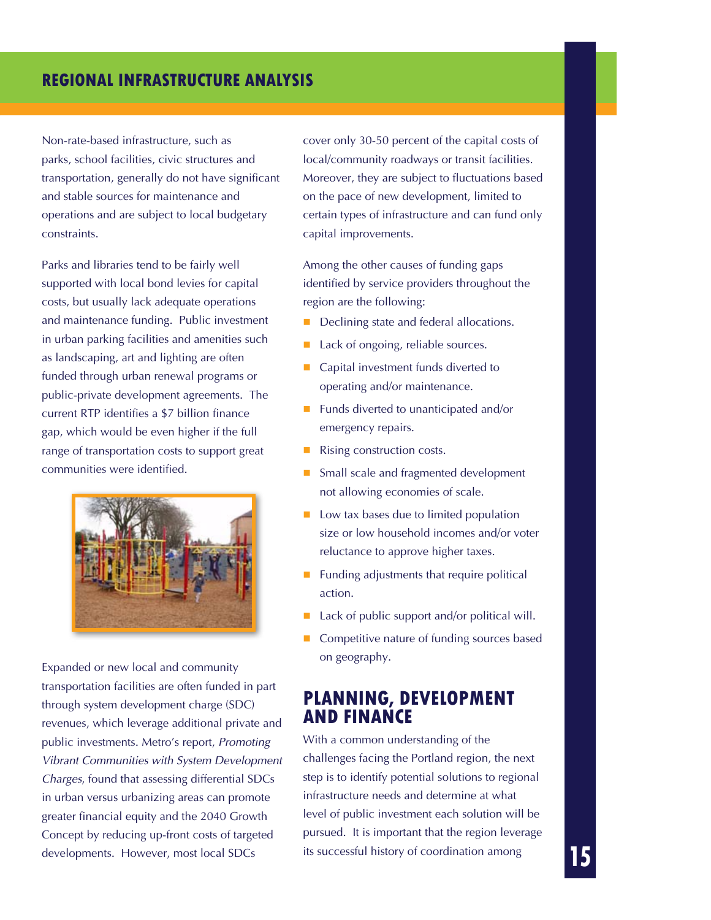Non-rate-based infrastructure, such as parks, school facilities, civic structures and transportation, generally do not have significant and stable sources for maintenance and operations and are subject to local budgetary constraints.

Parks and libraries tend to be fairly well supported with local bond levies for capital costs, but usually lack adequate operations and maintenance funding. Public investment in urban parking facilities and amenities such as landscaping, art and lighting are often funded through urban renewal programs or public-private development agreements. The current RTP identifies a $7 billion finance gap, which would be even higher if the full range of transportation costs to support great communities were identified.

Expanded or new local and community transportation facilities are often funded in part through system development charge (SDC) revenues, which leverage additional private and public investments. Metro's report, *Promoting Vibrant Communities with System Development Charges*, found that assessing differential SDCs in urban versus urbanizing areas can promote greater financial equity and the 2040 Growth Concept by reducing up-front costs of targeted developments. However, most local SDCs cover only 30-50 percent of the capital costs of local/community roadways or transit facilities. Moreover, they are subject to fluctuations based on the pace of new development, limited to certain types of infrastructure and can fund only capital improvements.

Among the other causes of funding gaps identified by service providers throughout the region are the following:

- Declining state and federal allocations.
- Lack of ongoing, reliable sources.
- Capital investment funds diverted to operating and/or maintenance.
- Funds diverted to unanticipated and/or emergency repairs.
- Rising construction costs.
- Small scale and fragmented development not allowing economies of scale.
- Low tax bases due to limited population size or low household incomes and/or voter reluctance to approve higher taxes.
- Funding adjustments that require political action.
- Lack of public support and/or political will.
- Competitive nature of funding sources based on geography.

## PLANNING, DEVELOPMENT AND FINANCE

With a common understanding of the challenges facing the Portland region, the next step is to identify potential solutions to regional infrastructure needs and determine at what level of public investment each solution will be pursued. It is important that the region leverage its successful history of coordination among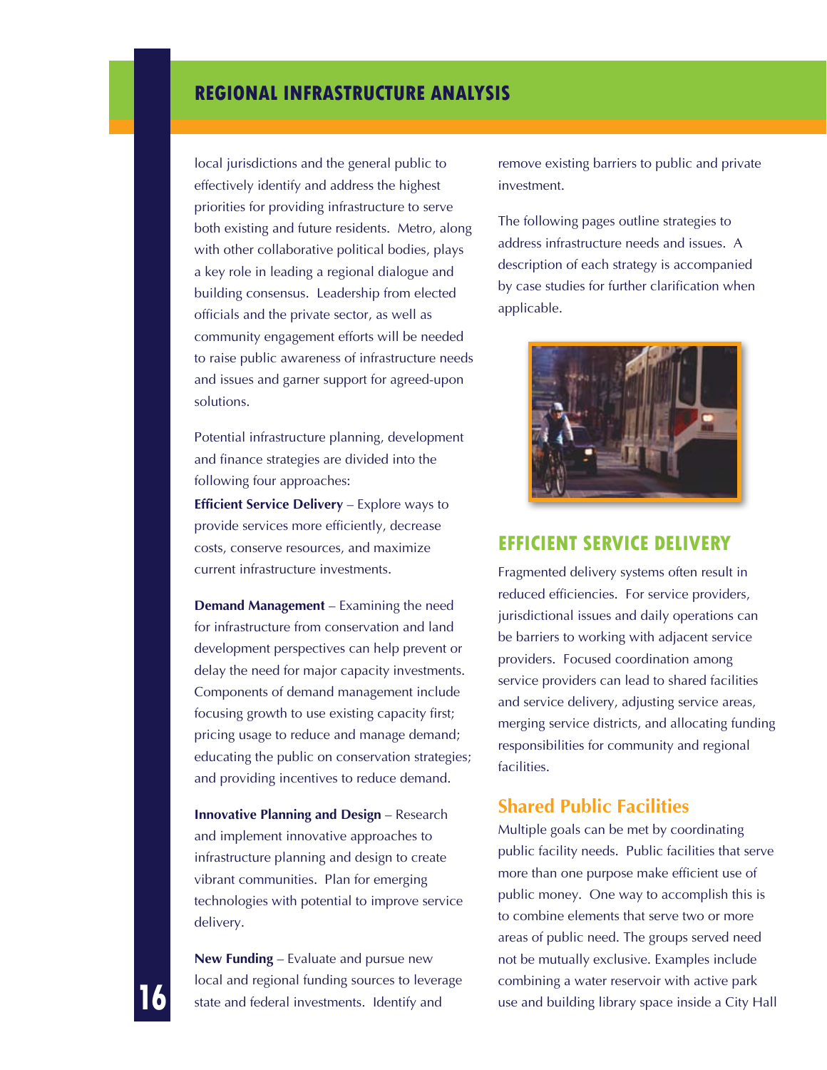local jurisdictions and the general public to effectively identify and address the highest priorities for providing infrastructure to serve both existing and future residents. Metro, along with other collaborative political bodies, plays a key role in leading a regional dialogue and building consensus. Leadership from elected officials and the private sector, as well as community engagement efforts will be needed to raise public awareness of infrastructure needs and issues and garner support for agreed-upon solutions.

Potential infrastructure planning, development and finance strategies are divided into the following four approaches:

**Efficient Service Delivery** – Explore ways to provide services more efficiently, decrease costs, conserve resources, and maximize current infrastructure investments.

**Demand Management** – Examining the need for infrastructure from conservation and land development perspectives can help prevent or delay the need for major capacity investments. Components of demand management include focusing growth to use existing capacity first; pricing usage to reduce and manage demand; educating the public on conservation strategies; and providing incentives to reduce demand.

**Innovative Planning and Design** – Research and implement innovative approaches to infrastructure planning and design to create vibrant communities. Plan for emerging technologies with potential to improve service delivery.

**New Funding** – Evaluate and pursue new local and regional funding sources to leverage state and federal investments. Identify and remove existing barriers to public and private investment.

The following pages outline strategies to address infrastructure needs and issues. A description of each strategy is accompanied by case studies for further clarification when applicable.

## EFFICIENT SERVICE DELIVERY

Fragmented delivery systems often result in reduced efficiencies. For service providers, jurisdictional issues and daily operations can be barriers to working with adjacent service providers. Focused coordination among service providers can lead to shared facilities and service delivery, adjusting service areas, merging service districts, and allocating funding responsibilities for community and regional facilities.

### Shared Public Facilities

Multiple goals can be met by coordinating public facility needs. Public facilities that serve more than one purpose make efficient use of public money. One way to accomplish this is to combine elements that serve two or more areas of public need. The groups served need not be mutually exclusive. Examples include combining a water reservoir with active park use and building library space inside a City Hall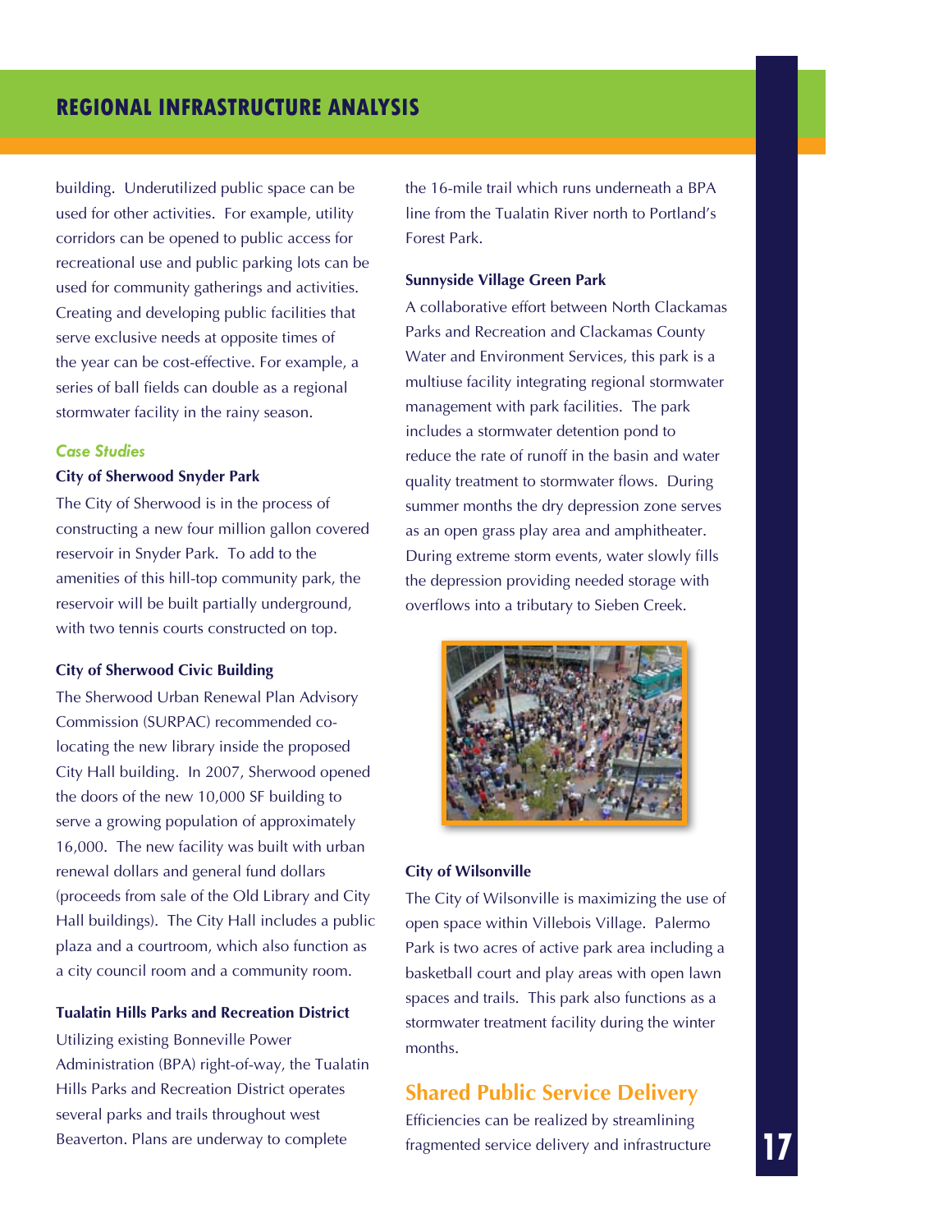building. Underutilized public space can be used for other activities. For example, utility corridors can be opened to public access for recreational use and public parking lots can be used for community gatherings and activities. Creating and developing public facilities that serve exclusive needs at opposite times of the year can be cost-effective. For example, a series of ball fields can double as a regional stormwater facility in the rainy season.

### *Case Studies*

**City of Sherwood Snyder Park**

The City of Sherwood is in the process of constructing a new four million gallon covered reservoir in Snyder Park. To add to the amenities of this hill-top community park, the reservoir will be built partially underground, with two tennis courts constructed on top.

**City of Sherwood Civic Building**

The Sherwood Urban Renewal Plan Advisory Commission (SURPAC) recommended co-locating the new library inside the proposed City Hall building. In 2007, Sherwood opened the doors of the new 10,000 SF building to serve a growing population of approximately 16,000. The new facility was built with urban renewal dollars and general fund dollars (proceeds from sale of the Old Library and City Hall buildings). The City Hall includes a public plaza and a courtroom, which also function as a city council room and a community room.

**Tualatin Hills Parks and Recreation District**

Utilizing existing Bonneville Power Administration (BPA) right-of-way, the Tualatin Hills Parks and Recreation District operates several parks and trails throughout west Beaverton. Plans are underway to complete the 16-mile trail which runs underneath a BPA line from the Tualatin River north to Portland's Forest Park.

**Sunnyside Village Green Park**

A collaborative effort between North Clackamas Parks and Recreation and Clackamas County Water and Environment Services, this park is a multiuse facility integrating regional stormwater management with park facilities. The park includes a stormwater detention pond to reduce the rate of runoff in the basin and water quality treatment to stormwater flows. During summer months the dry depression zone serves as an open grass play area and amphitheater. During extreme storm events, water slowly fills the depression providing needed storage with overflows into a tributary to Sieben Creek.

**City of Wilsonville**

The City of Wilsonville is maximizing the use of open space within Villebois Village. Palermo Park is two acres of active park area including a basketball court and play areas with open lawn spaces and trails. This park also functions as a stormwater treatment facility during the winter months.

## Shared Public Service Delivery

Efficiencies can be realized by streamlining fragmented service delivery and infrastructure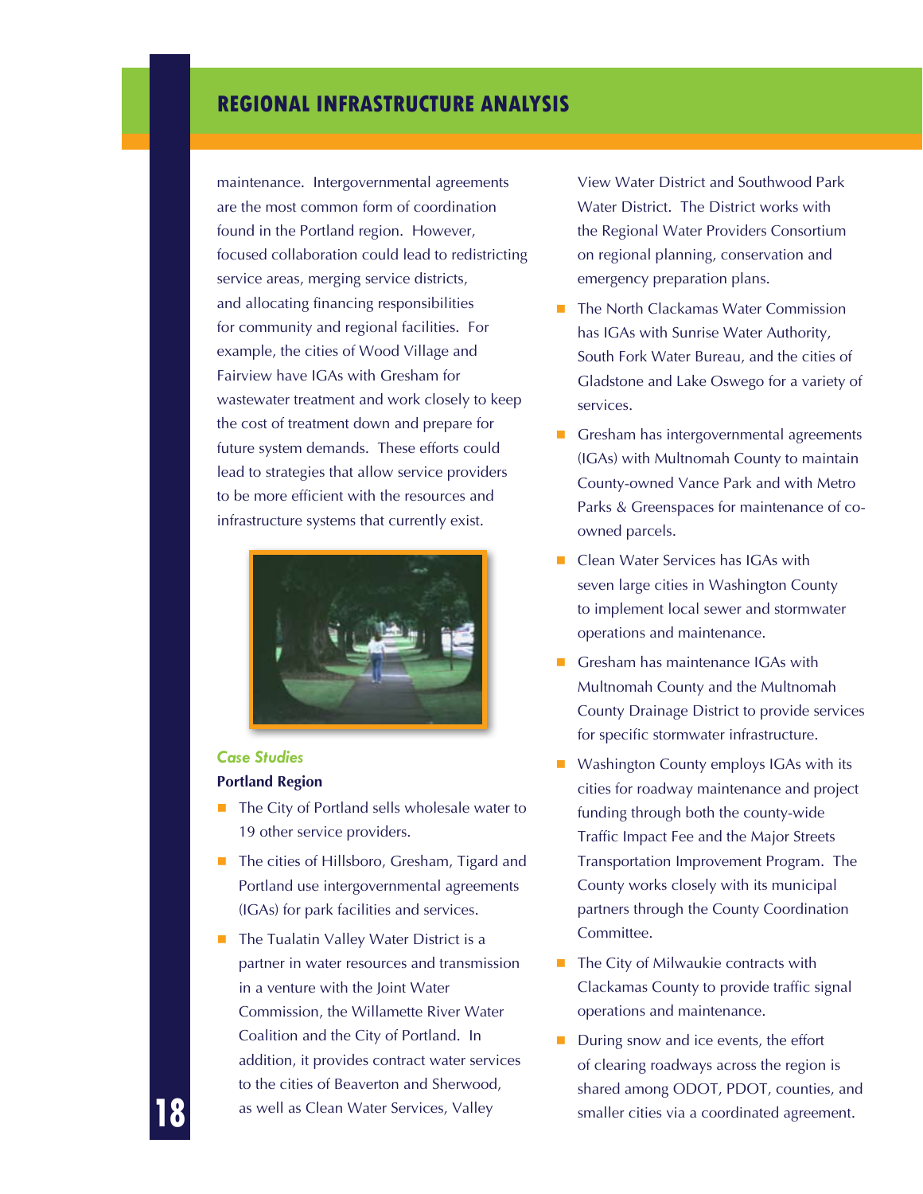maintenance. Intergovernmental agreements are the most common form of coordination found in the Portland region. However, focused collaboration could lead to redistricting service areas, merging service districts, and allocating financing responsibilities for community and regional facilities. For example, the cities of Wood Village and Fairview have IGAs with Gresham for wastewater treatment and work closely to keep the cost of treatment down and prepare for future system demands. These efforts could lead to strategies that allow service providers to be more efficient with the resources and infrastructure systems that currently exist.

### *Case Studies*

**Portland Region**

- The City of Portland sells wholesale water to 19 other service providers.
- The cities of Hillsboro, Gresham, Tigard and Portland use intergovernmental agreements (IGAs) for park facilities and services.
- The Tualatin Valley Water District is a partner in water resources and transmission in a venture with the Joint Water Commission, the Willamette River Water Coalition and the City of Portland. In addition, it provides contract water services to the cities of Beaverton and Sherwood, as well as Clean Water Services, Valley View Water District and Southwood Park Water District. The District works with the Regional Water Providers Consortium on regional planning, conservation and emergency preparation plans.
- The North Clackamas Water Commission has IGAs with Sunrise Water Authority, South Fork Water Bureau, and the cities of Gladstone and Lake Oswego for a variety of services.
- Gresham has intergovernmental agreements (IGAs) with Multnomah County to maintain County-owned Vance Park and with Metro Parks & Greenspaces for maintenance of co-owned parcels.
- Clean Water Services has IGAs with seven large cities in Washington County to implement local sewer and stormwater operations and maintenance.
- Gresham has maintenance IGAs with Multnomah County and the Multnomah County Drainage District to provide services for specific stormwater infrastructure.
- Washington County employs IGAs with its cities for roadway maintenance and project funding through both the county-wide Traffic Impact Fee and the Major Streets Transportation Improvement Program. The County works closely with its municipal partners through the County Coordination Committee.
- The City of Milwaukie contracts with Clackamas County to provide traffic signal operations and maintenance.
- During snow and ice events, the effort of clearing roadways across the region is shared among ODOT, PDOT, counties, and smaller cities via a coordinated agreement.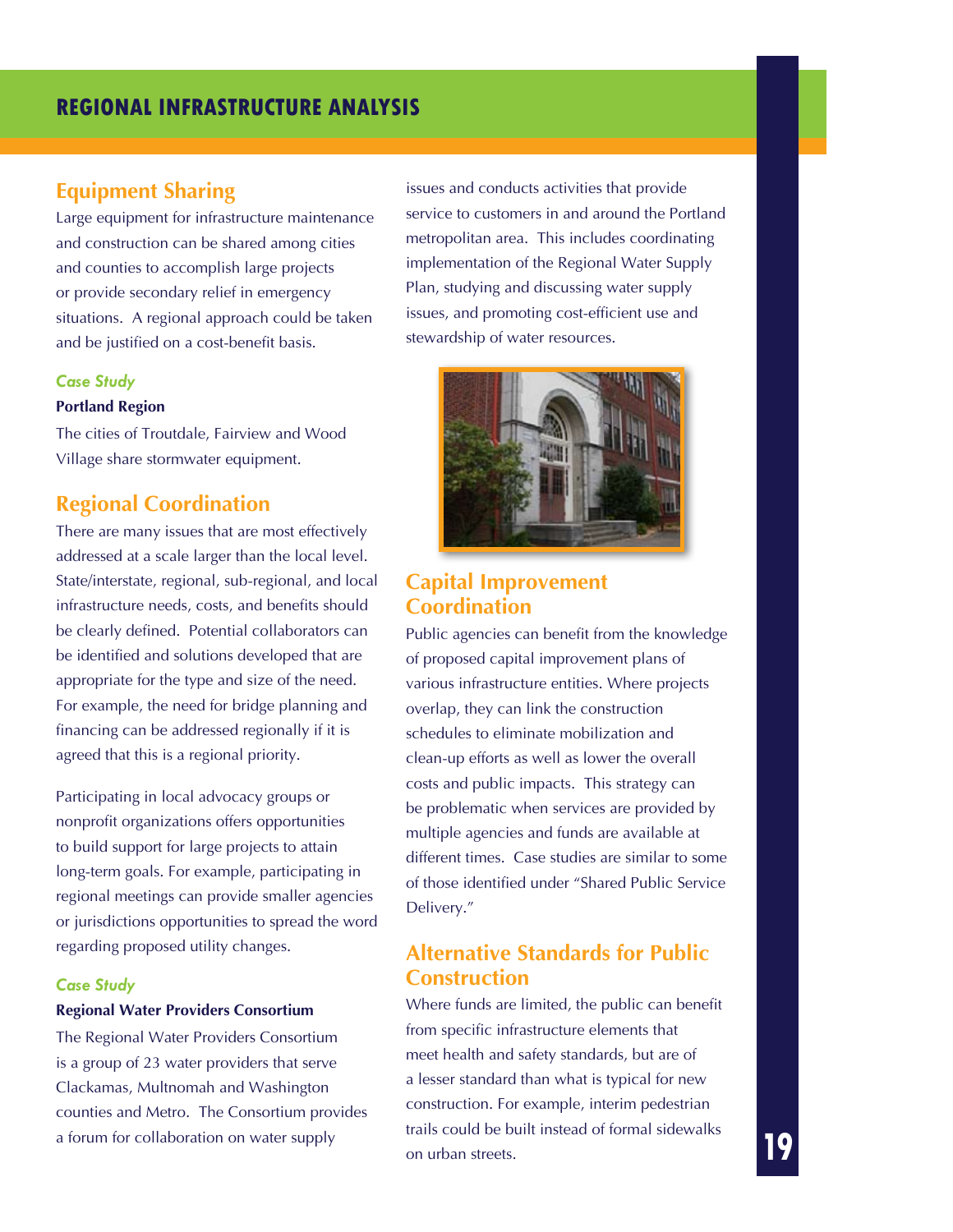## Equipment Sharing

Large equipment for infrastructure maintenance and construction can be shared among cities and counties to accomplish large projects or provide secondary relief in emergency situations. A regional approach could be taken and be justified on a cost-benefit basis.

*Case Study*

**Portland Region**

The cities of Troutdale, Fairview and Wood Village share stormwater equipment.

## Regional Coordination

There are many issues that are most effectively addressed at a scale larger than the local level. State/interstate, regional, sub-regional, and local infrastructure needs, costs, and benefits should be clearly defined. Potential collaborators can be identified and solutions developed that are appropriate for the type and size of the need. For example, the need for bridge planning and financing can be addressed regionally if it is agreed that this is a regional priority.

Participating in local advocacy groups or nonprofit organizations offers opportunities to build support for large projects to attain long-term goals. For example, participating in regional meetings can provide smaller agencies or jurisdictions opportunities to spread the word regarding proposed utility changes.

*Case Study*

**Regional Water Providers Consortium**

The Regional Water Providers Consortium is a group of 23 water providers that serve Clackamas, Multnomah and Washington counties and Metro. The Consortium provides a forum for collaboration on water supply issues and conducts activities that provide service to customers in and around the Portland metropolitan area. This includes coordinating implementation of the Regional Water Supply Plan, studying and discussing water supply issues, and promoting cost-efficient use and stewardship of water resources.

## Capital Improvement Coordination

Public agencies can benefit from the knowledge of proposed capital improvement plans of various infrastructure entities. Where projects overlap, they can link the construction schedules to eliminate mobilization and clean-up efforts as well as lower the overall costs and public impacts. This strategy can be problematic when services are provided by multiple agencies and funds are available at different times. Case studies are similar to some of those identified under "Shared Public Service Delivery."

## Alternative Standards for Public Construction

Where funds are limited, the public can benefit from specific infrastructure elements that meet health and safety standards, but are of a lesser standard than what is typical for new construction. For example, interim pedestrian trails could be built instead of formal sidewalks on urban streets.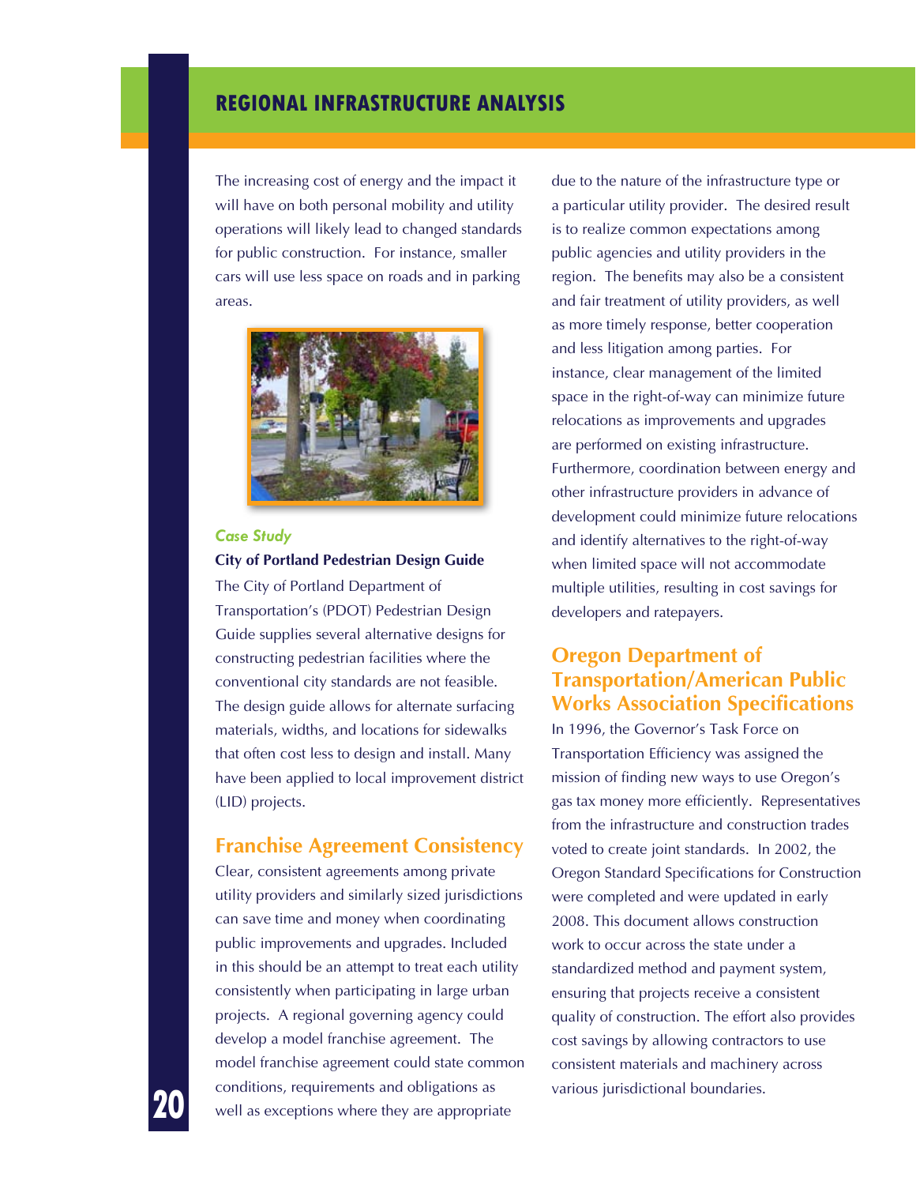The increasing cost of energy and the impact it will have on both personal mobility and utility operations will likely lead to changed standards for public construction. For instance, smaller cars will use less space on roads and in parking areas.

*Case Study*

**City of Portland Pedestrian Design Guide**

The City of Portland Department of Transportation's (PDOT) Pedestrian Design Guide supplies several alternative designs for constructing pedestrian facilities where the conventional city standards are not feasible. The design guide allows for alternate surfacing materials, widths, and locations for sidewalks that often cost less to design and install. Many have been applied to local improvement district (LID) projects.

## Franchise Agreement Consistency

Clear, consistent agreements among private utility providers and similarly sized jurisdictions can save time and money when coordinating public improvements and upgrades. Included in this should be an attempt to treat each utility consistently when participating in large urban projects. A regional governing agency could develop a model franchise agreement. The model franchise agreement could state common conditions, requirements and obligations as well as exceptions where they are appropriate due to the nature of the infrastructure type or a particular utility provider. The desired result is to realize common expectations among public agencies and utility providers in the region. The benefits may also be a consistent and fair treatment of utility providers, as well as more timely response, better cooperation and less litigation among parties. For instance, clear management of the limited space in the right-of-way can minimize future relocations as improvements and upgrades are performed on existing infrastructure. Furthermore, coordination between energy and other infrastructure providers in advance of development could minimize future relocations and identify alternatives to the right-of-way when limited space will not accommodate multiple utilities, resulting in cost savings for developers and ratepayers.

## Oregon Department of Transportation/American Public Works Association Specifications

In 1996, the Governor's Task Force on Transportation Efficiency was assigned the mission of finding new ways to use Oregon's gas tax money more efficiently. Representatives from the infrastructure and construction trades voted to create joint standards. In 2002, the Oregon Standard Specifications for Construction were completed and were updated in early 2008. This document allows construction work to occur across the state under a standardized method and payment system, ensuring that projects receive a consistent quality of construction. The effort also provides cost savings by allowing contractors to use consistent materials and machinery across various jurisdictional boundaries.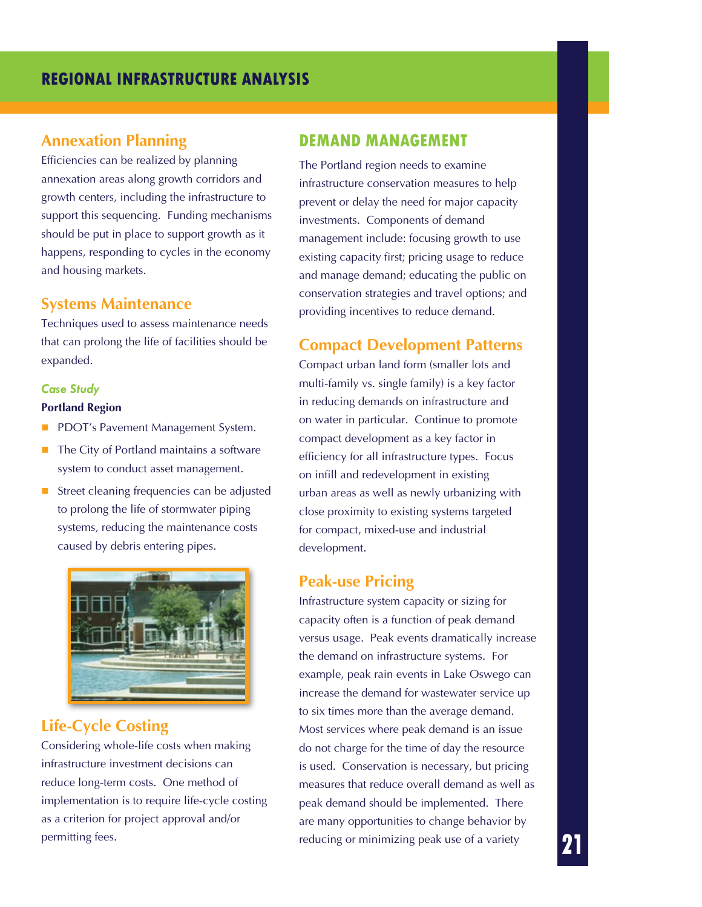# REGIONAL INFRASTRUCTURE ANALYSIS

## Annexation Planning

Efficiencies can be realized by planning annexation areas along growth corridors and growth centers, including the infrastructure to support this sequencing. Funding mechanisms should be put in place to support growth as it happens, responding to cycles in the economy and housing markets.

## Systems Maintenance

Techniques used to assess maintenance needs that can prolong the life of facilities should be expanded.

### *Case Study*

**Portland Region**

- PDOT's Pavement Management System.
- The City of Portland maintains a software system to conduct asset management.
- Street cleaning frequencies can be adjusted to prolong the life of stormwater piping systems, reducing the maintenance costs caused by debris entering pipes.

## Life-Cycle Costing

Considering whole-life costs when making infrastructure investment decisions can reduce long-term costs. One method of implementation is to require life-cycle costing as a criterion for project approval and/or permitting fees.

# DEMAND MANAGEMENT

The Portland region needs to examine infrastructure conservation measures to help prevent or delay the need for major capacity investments. Components of demand management include: focusing growth to use existing capacity first; pricing usage to reduce and manage demand; educating the public on conservation strategies and travel options; and providing incentives to reduce demand.

## Compact Development Patterns

Compact urban land form (smaller lots and multi-family vs. single family) is a key factor in reducing demands on infrastructure and on water in particular. Continue to promote compact development as a key factor in efficiency for all infrastructure types. Focus on infill and redevelopment in existing urban areas as well as newly urbanizing with close proximity to existing systems targeted for compact, mixed-use and industrial development.

## Peak-use Pricing

Infrastructure system capacity or sizing for capacity often is a function of peak demand versus usage. Peak events dramatically increase the demand on infrastructure systems. For example, peak rain events in Lake Oswego can increase the demand for wastewater service up to six times more than the average demand. Most services where peak demand is an issue do not charge for the time of day the resource is used. Conservation is necessary, but pricing measures that reduce overall demand as well as peak demand should be implemented. There are many opportunities to change behavior by reducing or minimizing peak use of a variety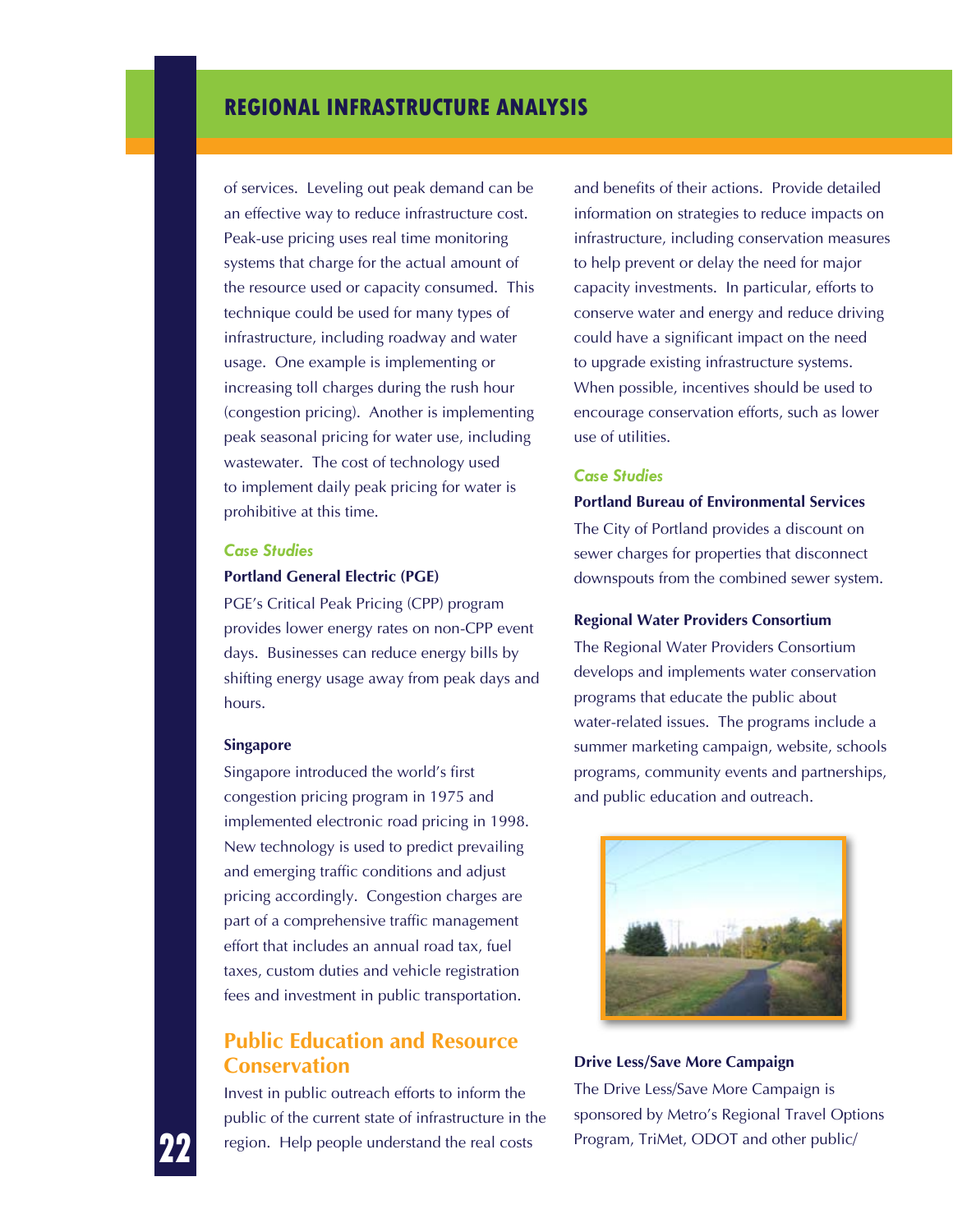of services. Leveling out peak demand can be an effective way to reduce infrastructure cost. Peak-use pricing uses real time monitoring systems that charge for the actual amount of the resource used or capacity consumed. This technique could be used for many types of infrastructure, including roadway and water usage. One example is implementing or increasing toll charges during the rush hour (congestion pricing). Another is implementing peak seasonal pricing for water use, including wastewater. The cost of technology used to implement daily peak pricing for water is prohibitive at this time.

### *Case Studies*

**Portland General Electric (PGE)**

PGE's Critical Peak Pricing (CPP) program provides lower energy rates on non-CPP event days. Businesses can reduce energy bills by shifting energy usage away from peak days and hours.

**Singapore**

Singapore introduced the world's first congestion pricing program in 1975 and implemented electronic road pricing in 1998. New technology is used to predict prevailing and emerging traffic conditions and adjust pricing accordingly. Congestion charges are part of a comprehensive traffic management effort that includes an annual road tax, fuel taxes, custom duties and vehicle registration fees and investment in public transportation.

## Public Education and Resource Conservation

Invest in public outreach efforts to inform the public of the current state of infrastructure in the region. Help people understand the real costs and benefits of their actions. Provide detailed information on strategies to reduce impacts on infrastructure, including conservation measures to help prevent or delay the need for major capacity investments. In particular, efforts to conserve water and energy and reduce driving could have a significant impact on the need to upgrade existing infrastructure systems. When possible, incentives should be used to encourage conservation efforts, such as lower use of utilities.

### *Case Studies*

**Portland Bureau of Environmental Services**

The City of Portland provides a discount on sewer charges for properties that disconnect downspouts from the combined sewer system.

**Regional Water Providers Consortium**

The Regional Water Providers Consortium develops and implements water conservation programs that educate the public about water-related issues. The programs include a summer marketing campaign, website, schools programs, community events and partnerships, and public education and outreach.

**Drive Less/Save More Campaign**

The Drive Less/Save More Campaign is sponsored by Metro's Regional Travel Options Program, TriMet, ODOT and other public/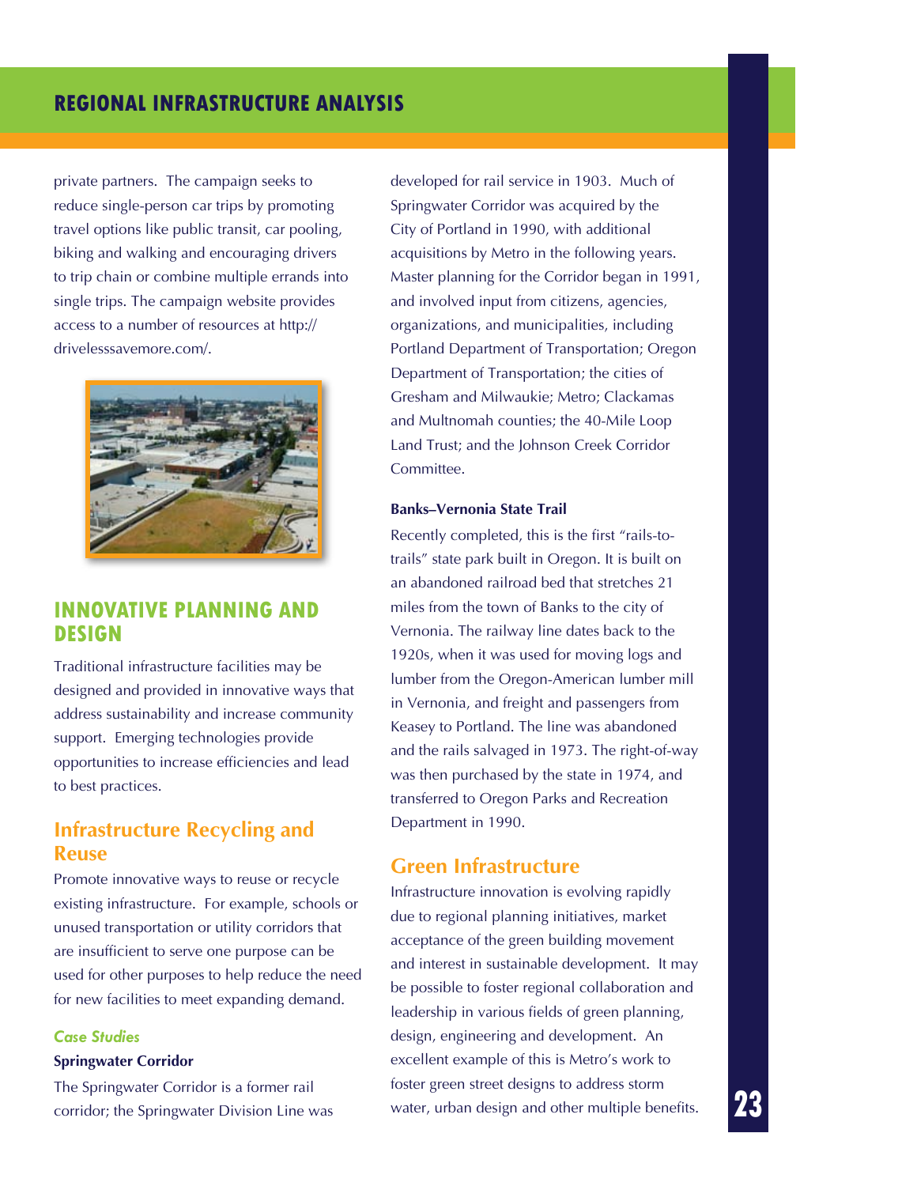private partners. The campaign seeks to reduce single-person car trips by promoting travel options like public transit, car pooling, biking and walking and encouraging drivers to trip chain or combine multiple errands into single trips. The campaign website provides access to a number of resources at http://drivelesssavemore.com/.

## INNOVATIVE PLANNING AND DESIGN

Traditional infrastructure facilities may be designed and provided in innovative ways that address sustainability and increase community support. Emerging technologies provide opportunities to increase efficiencies and lead to best practices.

### Infrastructure Recycling and Reuse

Promote innovative ways to reuse or recycle existing infrastructure. For example, schools or unused transportation or utility corridors that are insufficient to serve one purpose can be used for other purposes to help reduce the need for new facilities to meet expanding demand.

#### *Case Studies*

**Springwater Corridor**

The Springwater Corridor is a former rail corridor; the Springwater Division Line was developed for rail service in 1903. Much of Springwater Corridor was acquired by the City of Portland in 1990, with additional acquisitions by Metro in the following years. Master planning for the Corridor began in 1991, and involved input from citizens, agencies, organizations, and municipalities, including Portland Department of Transportation; Oregon Department of Transportation; the cities of Gresham and Milwaukie; Metro; Clackamas and Multnomah counties; the 40-Mile Loop Land Trust; and the Johnson Creek Corridor Committee.

**Banks–Vernonia State Trail**

Recently completed, this is the first "rails-to-trails" state park built in Oregon. It is built on an abandoned railroad bed that stretches 21 miles from the town of Banks to the city of Vernonia. The railway line dates back to the 1920s, when it was used for moving logs and lumber from the Oregon-American lumber mill in Vernonia, and freight and passengers from Keasey to Portland. The line was abandoned and the rails salvaged in 1973. The right-of-way was then purchased by the state in 1974, and transferred to Oregon Parks and Recreation Department in 1990.

### Green Infrastructure

Infrastructure innovation is evolving rapidly due to regional planning initiatives, market acceptance of the green building movement and interest in sustainable development. It may be possible to foster regional collaboration and leadership in various fields of green planning, design, engineering and development. An excellent example of this is Metro's work to foster green street designs to address storm water, urban design and other multiple benefits.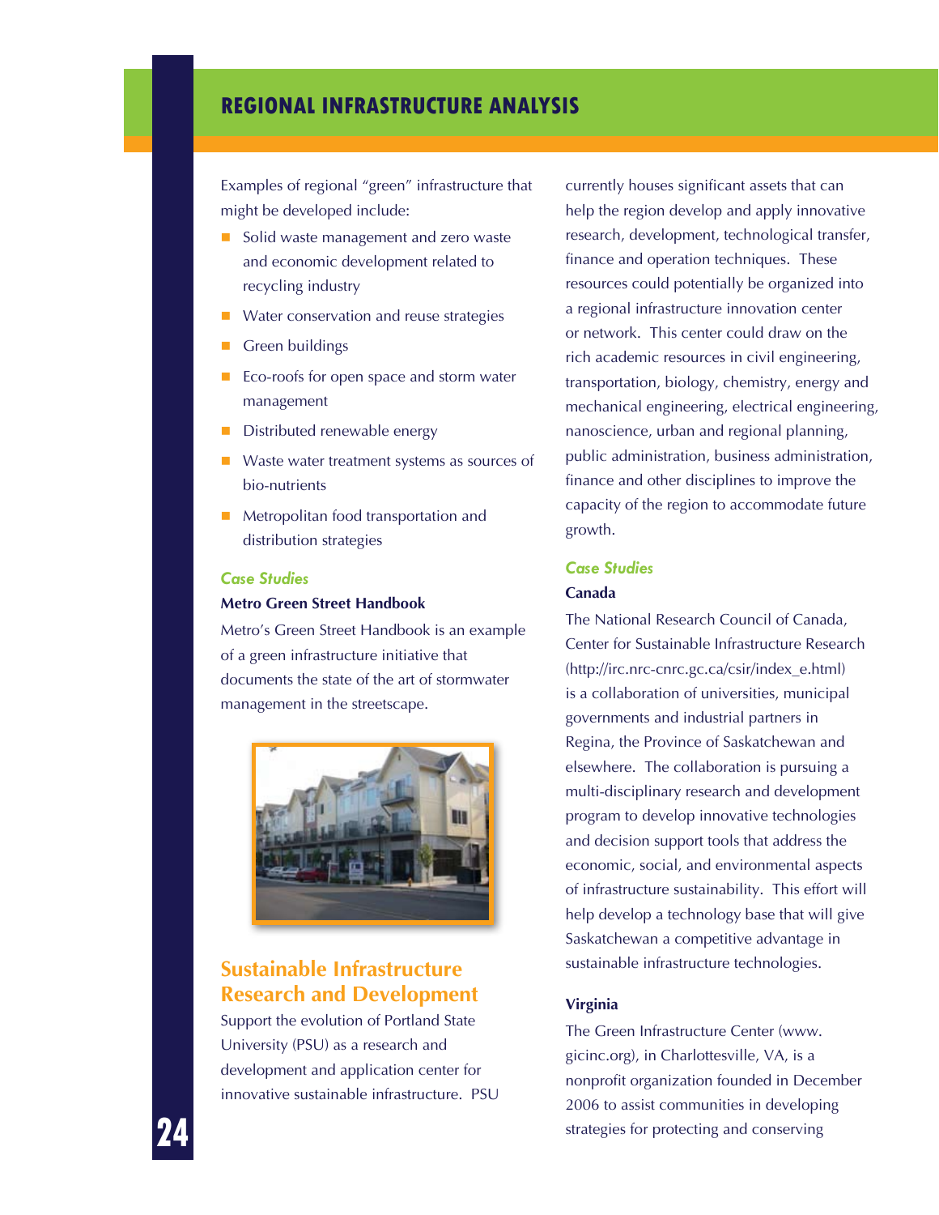## REGIONAL INFRASTRUCTURE ANALYSIS

Examples of regional "green" infrastructure that might be developed include:

- Solid waste management and zero waste and economic development related to recycling industry
- Water conservation and reuse strategies
- Green buildings
- Eco-roofs for open space and storm water management
- Distributed renewable energy
- Waste water treatment systems as sources of bio-nutrients
- Metropolitan food transportation and distribution strategies

### *Case Studies*

**Metro Green Street Handbook**

Metro's Green Street Handbook is an example of a green infrastructure initiative that documents the state of the art of stormwater management in the streetscape.

## Sustainable Infrastructure Research and Development

Support the evolution of Portland State University (PSU) as a research and development and application center for innovative sustainable infrastructure. PSU currently houses significant assets that can help the region develop and apply innovative research, development, technological transfer, finance and operation techniques. These resources could potentially be organized into a regional infrastructure innovation center or network. This center could draw on the rich academic resources in civil engineering, transportation, biology, chemistry, energy and mechanical engineering, electrical engineering, nanoscience, urban and regional planning, public administration, business administration, finance and other disciplines to improve the capacity of the region to accommodate future growth.

### *Case Studies*

**Canada**

The National Research Council of Canada, Center for Sustainable Infrastructure Research (http://irc.nrc-cnrc.gc.ca/csir/index_e.html) is a collaboration of universities, municipal governments and industrial partners in Regina, the Province of Saskatchewan and elsewhere. The collaboration is pursuing a multi-disciplinary research and development program to develop innovative technologies and decision support tools that address the economic, social, and environmental aspects of infrastructure sustainability. This effort will help develop a technology base that will give Saskatchewan a competitive advantage in sustainable infrastructure technologies.

**Virginia**

The Green Infrastructure Center (www.gicinc.org), in Charlottesville, VA, is a nonprofit organization founded in December 2006 to assist communities in developing strategies for protecting and conserving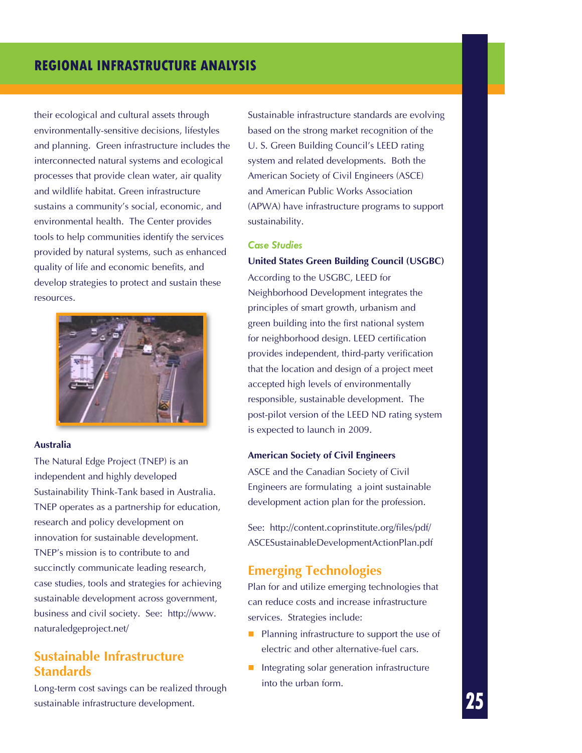their ecological and cultural assets through environmentally-sensitive decisions, lifestyles and planning. Green infrastructure includes the interconnected natural systems and ecological processes that provide clean water, air quality and wildlife habitat. Green infrastructure sustains a community's social, economic, and environmental health. The Center provides tools to help communities identify the services provided by natural systems, such as enhanced quality of life and economic benefits, and develop strategies to protect and sustain these resources.

**Australia**

The Natural Edge Project (TNEP) is an independent and highly developed Sustainability Think-Tank based in Australia. TNEP operates as a partnership for education, research and policy development on innovation for sustainable development. TNEP's mission is to contribute to and succinctly communicate leading research, case studies, tools and strategies for achieving sustainable development across government, business and civil society. See: http://www.naturaledgeproject.net/

## Sustainable Infrastructure Standards

Long-term cost savings can be realized through sustainable infrastructure development. Sustainable infrastructure standards are evolving based on the strong market recognition of the U. S. Green Building Council's LEED rating system and related developments. Both the American Society of Civil Engineers (ASCE) and American Public Works Association (APWA) have infrastructure programs to support sustainability.

### *Case Studies*

**United States Green Building Council (USGBC)**

According to the USGBC, LEED for Neighborhood Development integrates the principles of smart growth, urbanism and green building into the first national system for neighborhood design. LEED certification provides independent, third-party verification that the location and design of a project meet accepted high levels of environmentally responsible, sustainable development. The post-pilot version of the LEED ND rating system is expected to launch in 2009.

**American Society of Civil Engineers**

ASCE and the Canadian Society of Civil Engineers are formulating a joint sustainable development action plan for the profession.

See: http://content.coprinstitute.org/files/pdf/ASCESustainableDevelopmentActionPlan.pdf

## Emerging Technologies

Plan for and utilize emerging technologies that can reduce costs and increase infrastructure services. Strategies include:

- Planning infrastructure to support the use of electric and other alternative-fuel cars.
- Integrating solar generation infrastructure into the urban form.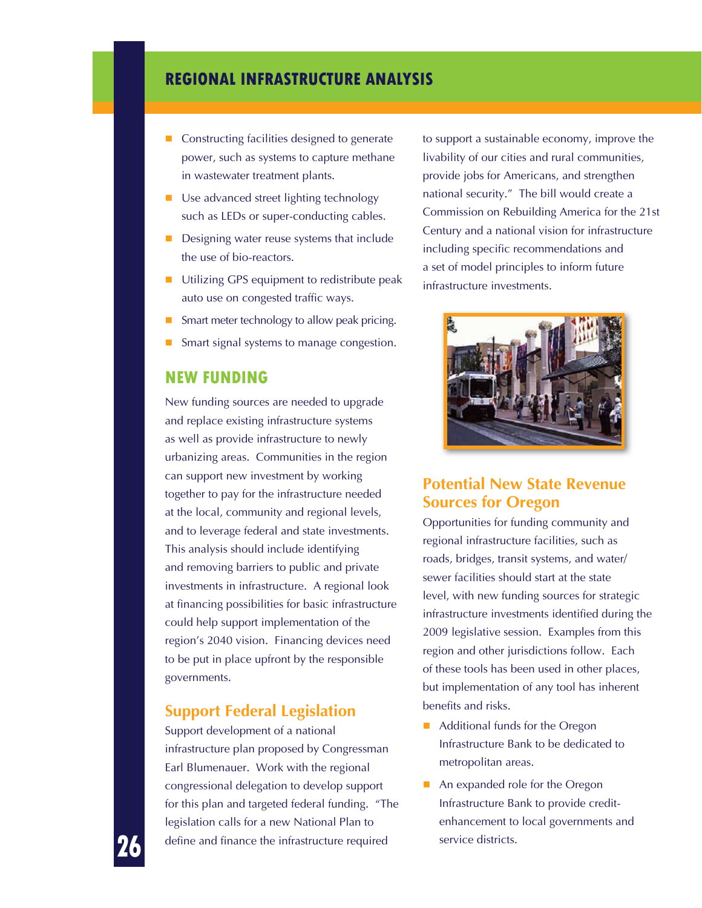- Constructing facilities designed to generate power, such as systems to capture methane in wastewater treatment plants.
- Use advanced street lighting technology such as LEDs or super-conducting cables.
- Designing water reuse systems that include the use of bio-reactors.
- Utilizing GPS equipment to redistribute peak auto use on congested traffic ways.
- Smart meter technology to allow peak pricing.
- Smart signal systems to manage congestion.

## NEW FUNDING

New funding sources are needed to upgrade and replace existing infrastructure systems as well as provide infrastructure to newly urbanizing areas. Communities in the region can support new investment by working together to pay for the infrastructure needed at the local, community and regional levels, and to leverage federal and state investments. This analysis should include identifying and removing barriers to public and private investments in infrastructure. A regional look at financing possibilities for basic infrastructure could help support implementation of the region's 2040 vision. Financing devices need to be put in place upfront by the responsible governments.

### Support Federal Legislation

Support development of a national infrastructure plan proposed by Congressman Earl Blumenauer. Work with the regional congressional delegation to develop support for this plan and targeted federal funding. "The legislation calls for a new National Plan to define and finance the infrastructure required to support a sustainable economy, improve the livability of our cities and rural communities, provide jobs for Americans, and strengthen national security." The bill would create a Commission on Rebuilding America for the 21st Century and a national vision for infrastructure including specific recommendations and a set of model principles to inform future infrastructure investments.

### Potential New State Revenue Sources for Oregon

Opportunities for funding community and regional infrastructure facilities, such as roads, bridges, transit systems, and water/sewer facilities should start at the state level, with new funding sources for strategic infrastructure investments identified during the 2009 legislative session. Examples from this region and other jurisdictions follow. Each of these tools has been used in other places, but implementation of any tool has inherent benefits and risks.

- Additional funds for the Oregon Infrastructure Bank to be dedicated to metropolitan areas.
- An expanded role for the Oregon Infrastructure Bank to provide credit-enhancement to local governments and service districts.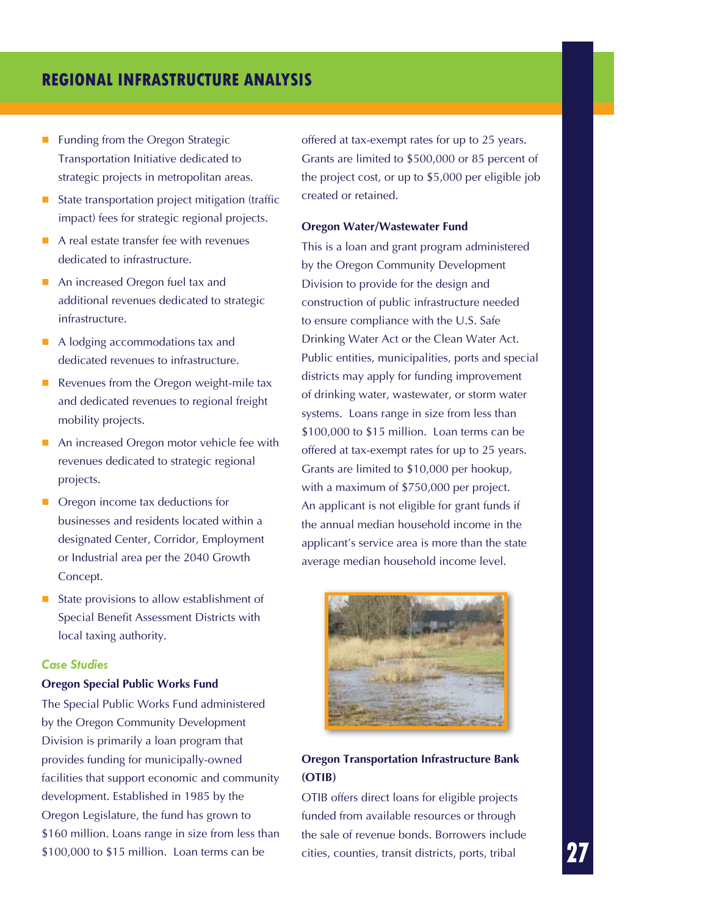- Funding from the Oregon Strategic Transportation Initiative dedicated to strategic projects in metropolitan areas.
- State transportation project mitigation (traffic impact) fees for strategic regional projects.
- A real estate transfer fee with revenues dedicated to infrastructure.
- An increased Oregon fuel tax and additional revenues dedicated to strategic infrastructure.
- A lodging accommodations tax and dedicated revenues to infrastructure.
- Revenues from the Oregon weight-mile tax and dedicated revenues to regional freight mobility projects.
- An increased Oregon motor vehicle fee with revenues dedicated to strategic regional projects.
- Oregon income tax deductions for businesses and residents located within a designated Center, Corridor, Employment or Industrial area per the 2040 Growth Concept.
- State provisions to allow establishment of Special Benefit Assessment Districts with local taxing authority.

### *Case Studies*

**Oregon Special Public Works Fund**

The Special Public Works Fund administered by the Oregon Community Development Division is primarily a loan program that provides funding for municipally-owned facilities that support economic and community development. Established in 1985 by the Oregon Legislature, the fund has grown to $160 million. Loans range in size from less than $100,000 to $15 million. Loan terms can be offered at tax-exempt rates for up to 25 years. Grants are limited to $500,000 or 85 percent of the project cost, or up to $5,000 per eligible job created or retained.

**Oregon Water/Wastewater Fund**

This is a loan and grant program administered by the Oregon Community Development Division to provide for the design and construction of public infrastructure needed to ensure compliance with the U.S. Safe Drinking Water Act or the Clean Water Act. Public entities, municipalities, ports and special districts may apply for funding improvement of drinking water, wastewater, or storm water systems. Loans range in size from less than $100,000 to $15 million. Loan terms can be offered at tax-exempt rates for up to 25 years. Grants are limited to $10,000 per hookup, with a maximum of $750,000 per project. An applicant is not eligible for grant funds if the annual median household income in the applicant's service area is more than the state average median household income level.

**Oregon Transportation Infrastructure Bank (OTIB)**

OTIB offers direct loans for eligible projects funded from available resources or through the sale of revenue bonds. Borrowers include cities, counties, transit districts, ports, tribal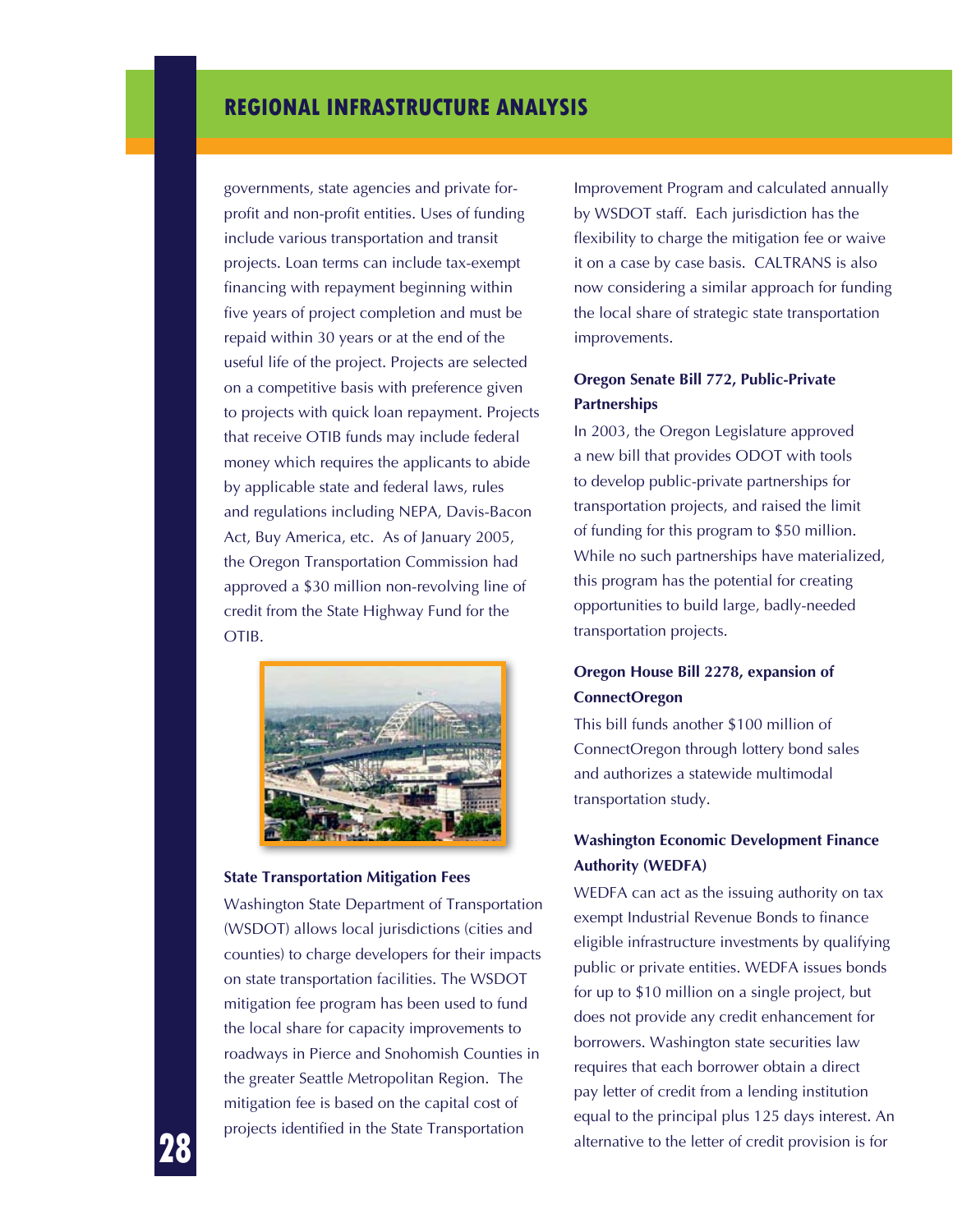governments, state agencies and private for-profit and non-profit entities. Uses of funding include various transportation and transit projects. Loan terms can include tax-exempt financing with repayment beginning within five years of project completion and must be repaid within 30 years or at the end of the useful life of the project. Projects are selected on a competitive basis with preference given to projects with quick loan repayment. Projects that receive OTIB funds may include federal money which requires the applicants to abide by applicable state and federal laws, rules and regulations including NEPA, Davis-Bacon Act, Buy America, etc. As of January 2005, the Oregon Transportation Commission had approved a $30 million non-revolving line of credit from the State Highway Fund for the OTIB.

**State Transportation Mitigation Fees**

Washington State Department of Transportation (WSDOT) allows local jurisdictions (cities and counties) to charge developers for their impacts on state transportation facilities. The WSDOT mitigation fee program has been used to fund the local share for capacity improvements to roadways in Pierce and Snohomish Counties in the greater Seattle Metropolitan Region. The mitigation fee is based on the capital cost of projects identified in the State Transportation Improvement Program and calculated annually by WSDOT staff. Each jurisdiction has the flexibility to charge the mitigation fee or waive it on a case by case basis. CALTRANS is also now considering a similar approach for funding the local share of strategic state transportation improvements.

**Oregon Senate Bill 772, Public-Private Partnerships**

In 2003, the Oregon Legislature approved a new bill that provides ODOT with tools to develop public-private partnerships for transportation projects, and raised the limit of funding for this program to $50 million. While no such partnerships have materialized, this program has the potential for creating opportunities to build large, badly-needed transportation projects.

**Oregon House Bill 2278, expansion of ConnectOregon**

This bill funds another $100 million of ConnectOregon through lottery bond sales and authorizes a statewide multimodal transportation study.

**Washington Economic Development Finance Authority (WEDFA)**

WEDFA can act as the issuing authority on tax exempt Industrial Revenue Bonds to finance eligible infrastructure investments by qualifying public or private entities. WEDFA issues bonds for up to $10 million on a single project, but does not provide any credit enhancement for borrowers. Washington state securities law requires that each borrower obtain a direct pay letter of credit from a lending institution equal to the principal plus 125 days interest. An alternative to the letter of credit provision is for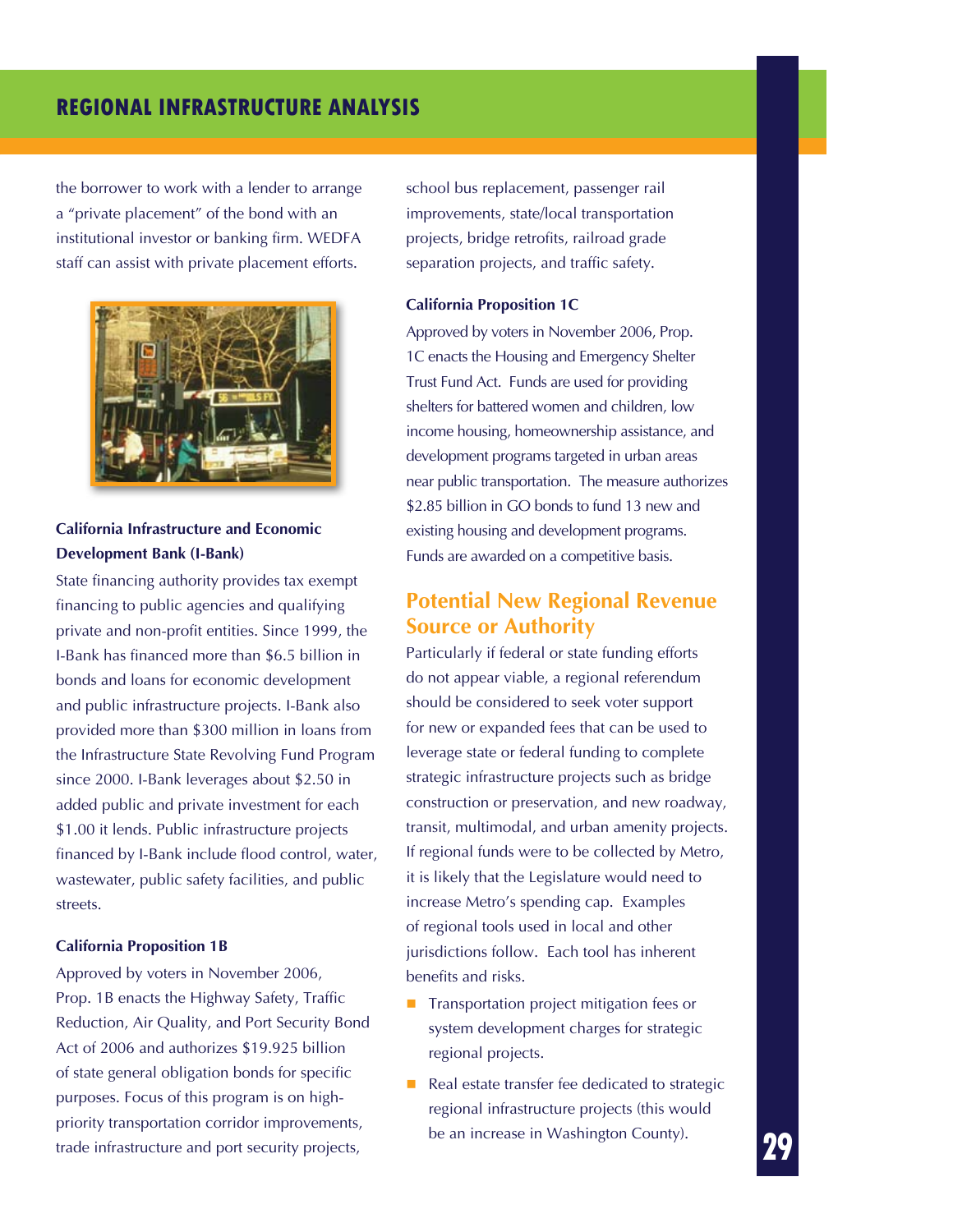the borrower to work with a lender to arrange a "private placement" of the bond with an institutional investor or banking firm. WEDFA staff can assist with private placement efforts.

### California Infrastructure and Economic Development Bank (I-Bank)

State financing authority provides tax exempt financing to public agencies and qualifying private and non-profit entities. Since 1999, the I-Bank has financed more than $6.5 billion in bonds and loans for economic development and public infrastructure projects. I-Bank also provided more than $300 million in loans from the Infrastructure State Revolving Fund Program since 2000. I-Bank leverages about $2.50 in added public and private investment for each $1.00 it lends. Public infrastructure projects financed by I-Bank include flood control, water, wastewater, public safety facilities, and public streets.

### California Proposition 1B

Approved by voters in November 2006, Prop. 1B enacts the Highway Safety, Traffic Reduction, Air Quality, and Port Security Bond Act of 2006 and authorizes $19.925 billion of state general obligation bonds for specific purposes. Focus of this program is on high-priority transportation corridor improvements, trade infrastructure and port security projects, school bus replacement, passenger rail improvements, state/local transportation projects, bridge retrofits, railroad grade separation projects, and traffic safety.

### California Proposition 1C

Approved by voters in November 2006, Prop. 1C enacts the Housing and Emergency Shelter Trust Fund Act. Funds are used for providing shelters for battered women and children, low income housing, homeownership assistance, and development programs targeted in urban areas near public transportation. The measure authorizes $2.85 billion in GO bonds to fund 13 new and existing housing and development programs. Funds are awarded on a competitive basis.

## Potential New Regional Revenue Source or Authority

Particularly if federal or state funding efforts do not appear viable, a regional referendum should be considered to seek voter support for new or expanded fees that can be used to leverage state or federal funding to complete strategic infrastructure projects such as bridge construction or preservation, and new roadway, transit, multimodal, and urban amenity projects. If regional funds were to be collected by Metro, it is likely that the Legislature would need to increase Metro's spending cap. Examples of regional tools used in local and other jurisdictions follow. Each tool has inherent benefits and risks.

- Transportation project mitigation fees or system development charges for strategic regional projects.
- Real estate transfer fee dedicated to strategic regional infrastructure projects (this would be an increase in Washington County).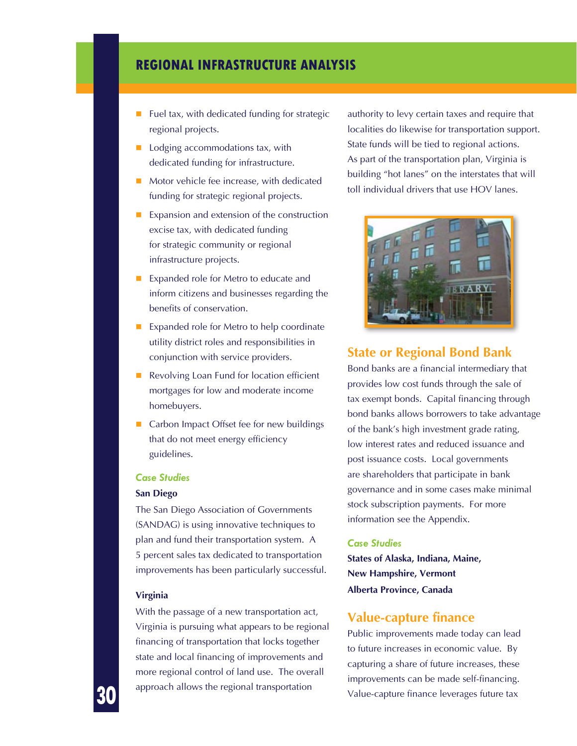- Fuel tax, with dedicated funding for strategic regional projects.
- Lodging accommodations tax, with dedicated funding for infrastructure.
- Motor vehicle fee increase, with dedicated funding for strategic regional projects.
- Expansion and extension of the construction excise tax, with dedicated funding for strategic community or regional infrastructure projects.
- Expanded role for Metro to educate and inform citizens and businesses regarding the benefits of conservation.
- Expanded role for Metro to help coordinate utility district roles and responsibilities in conjunction with service providers.
- Revolving Loan Fund for location efficient mortgages for low and moderate income homebuyers.
- Carbon Impact Offset fee for new buildings that do not meet energy efficiency guidelines.

#### *Case Studies*

**San Diego**

The San Diego Association of Governments (SANDAG) is using innovative techniques to plan and fund their transportation system. A 5 percent sales tax dedicated to transportation improvements has been particularly successful.

**Virginia**

With the passage of a new transportation act, Virginia is pursuing what appears to be regional financing of transportation that locks together state and local financing of improvements and more regional control of land use. The overall approach allows the regional transportation authority to levy certain taxes and require that localities do likewise for transportation support. State funds will be tied to regional actions. As part of the transportation plan, Virginia is building "hot lanes" on the interstates that will toll individual drivers that use HOV lanes.

## State or Regional Bond Bank

Bond banks are a financial intermediary that provides low cost funds through the sale of tax exempt bonds. Capital financing through bond banks allows borrowers to take advantage of the bank's high investment grade rating, low interest rates and reduced issuance and post issuance costs. Local governments are shareholders that participate in bank governance and in some cases make minimal stock subscription payments. For more information see the Appendix.

#### *Case Studies*

**States of Alaska, Indiana, Maine, New Hampshire, Vermont**
**Alberta Province, Canada**

## Value-capture finance

Public improvements made today can lead to future increases in economic value. By capturing a share of future increases, these improvements can be made self-financing. Value-capture finance leverages future tax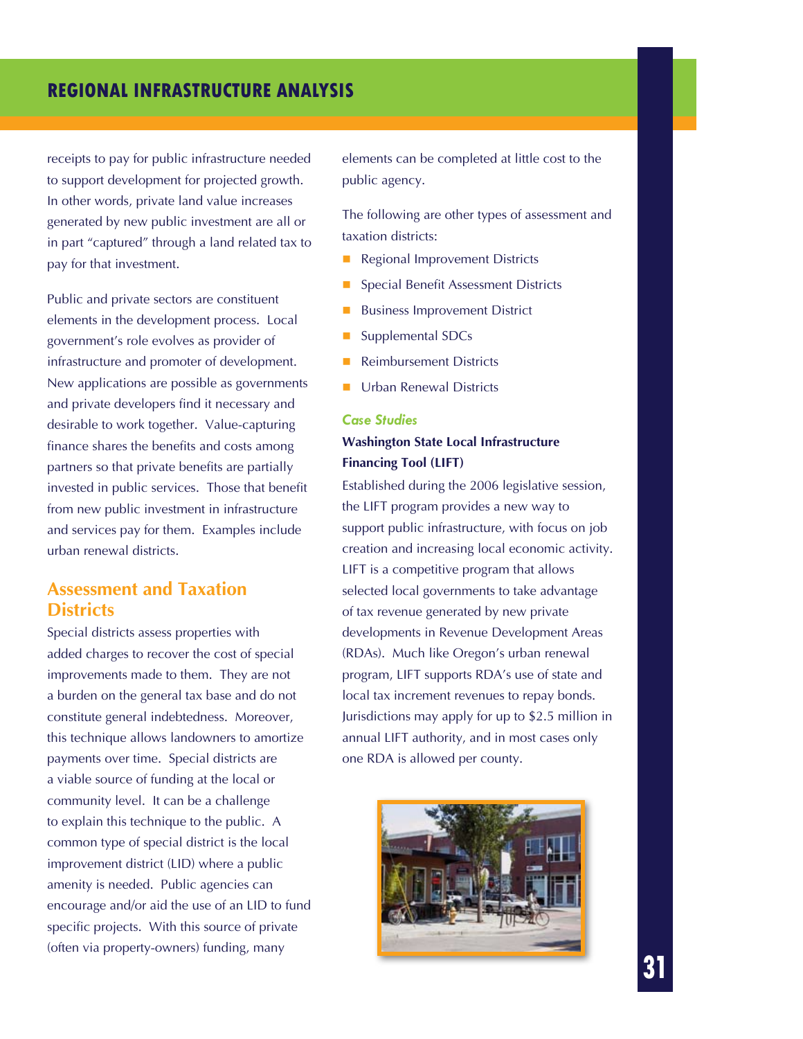receipts to pay for public infrastructure needed to support development for projected growth. In other words, private land value increases generated by new public investment are all or in part "captured" through a land related tax to pay for that investment.

Public and private sectors are constituent elements in the development process. Local government's role evolves as provider of infrastructure and promoter of development. New applications are possible as governments and private developers find it necessary and desirable to work together. Value-capturing finance shares the benefits and costs among partners so that private benefits are partially invested in public services. Those that benefit from new public investment in infrastructure and services pay for them. Examples include urban renewal districts.

## Assessment and Taxation Districts

Special districts assess properties with added charges to recover the cost of special improvements made to them. They are not a burden on the general tax base and do not constitute general indebtedness. Moreover, this technique allows landowners to amortize payments over time. Special districts are a viable source of funding at the local or community level. It can be a challenge to explain this technique to the public. A common type of special district is the local improvement district (LID) where a public amenity is needed. Public agencies can encourage and/or aid the use of an LID to fund specific projects. With this source of private (often via property-owners) funding, many elements can be completed at little cost to the public agency.

The following are other types of assessment and taxation districts:

- Regional Improvement Districts
- Special Benefit Assessment Districts
- Business Improvement District
- Supplemental SDCs
- Reimbursement Districts
- Urban Renewal Districts

### *Case Studies*

**Washington State Local Infrastructure Financing Tool (LIFT)**

Established during the 2006 legislative session, the LIFT program provides a new way to support public infrastructure, with focus on job creation and increasing local economic activity. LIFT is a competitive program that allows selected local governments to take advantage of tax revenue generated by new private developments in Revenue Development Areas (RDAs). Much like Oregon's urban renewal program, LIFT supports RDA's use of state and local tax increment revenues to repay bonds. Jurisdictions may apply for up to $2.5 million in annual LIFT authority, and in most cases only one RDA is allowed per county.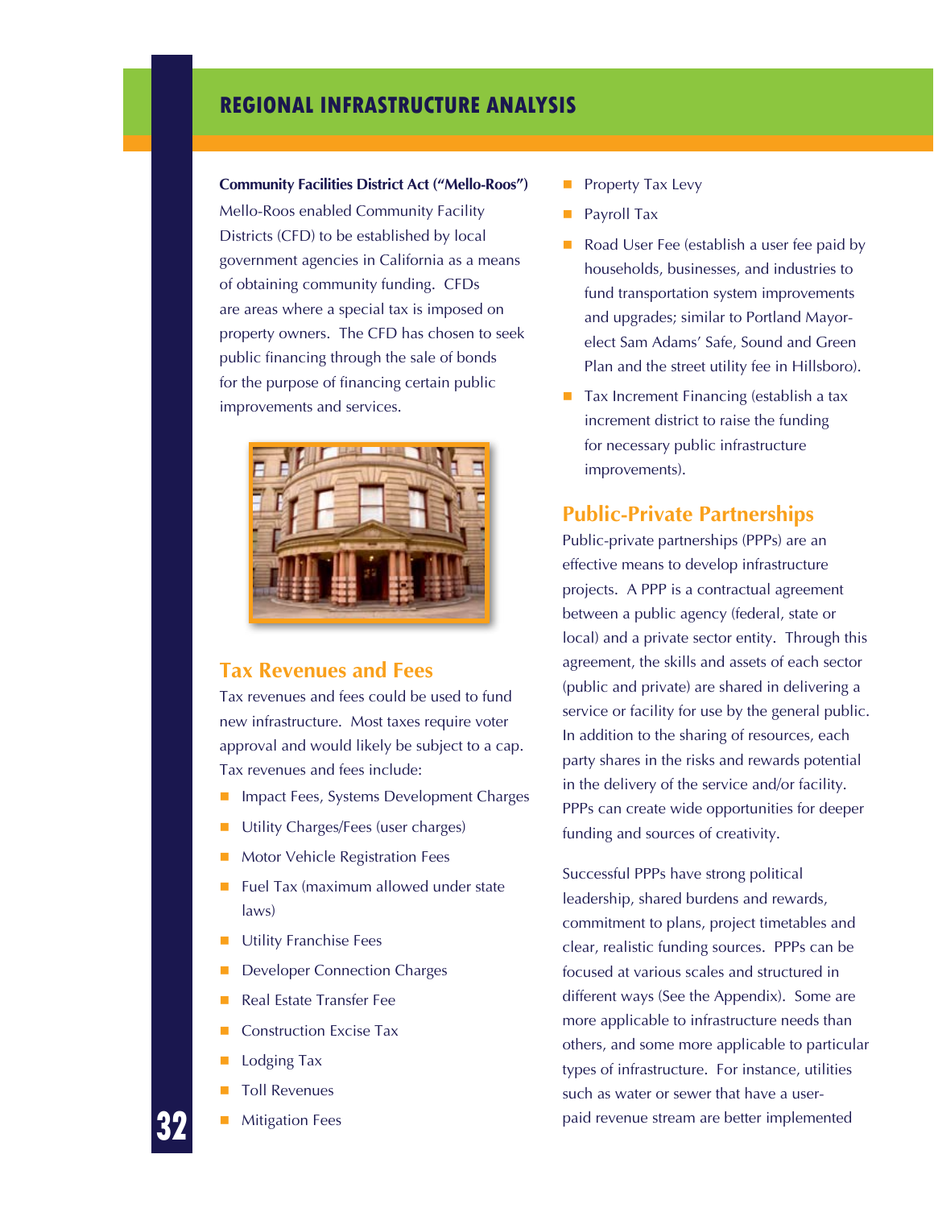**Community Facilities District Act ("Mello-Roos")**

Mello-Roos enabled Community Facility Districts (CFD) to be established by local government agencies in California as a means of obtaining community funding. CFDs are areas where a special tax is imposed on property owners. The CFD has chosen to seek public financing through the sale of bonds for the purpose of financing certain public improvements and services.

## Tax Revenues and Fees

Tax revenues and fees could be used to fund new infrastructure. Most taxes require voter approval and would likely be subject to a cap. Tax revenues and fees include:

- Impact Fees, Systems Development Charges
- Utility Charges/Fees (user charges)
- Motor Vehicle Registration Fees
- Fuel Tax (maximum allowed under state laws)
- Utility Franchise Fees
- Developer Connection Charges
- Real Estate Transfer Fee
- Construction Excise Tax
- Lodging Tax
- Toll Revenues
- Mitigation Fees
- Property Tax Levy
- Payroll Tax
- Road User Fee (establish a user fee paid by households, businesses, and industries to fund transportation system improvements and upgrades; similar to Portland Mayor-elect Sam Adams' Safe, Sound and Green Plan and the street utility fee in Hillsboro).
- Tax Increment Financing (establish a tax increment district to raise the funding for necessary public infrastructure improvements).

## Public-Private Partnerships

Public-private partnerships (PPPs) are an effective means to develop infrastructure projects. A PPP is a contractual agreement between a public agency (federal, state or local) and a private sector entity. Through this agreement, the skills and assets of each sector (public and private) are shared in delivering a service or facility for use by the general public. In addition to the sharing of resources, each party shares in the risks and rewards potential in the delivery of the service and/or facility. PPPs can create wide opportunities for deeper funding and sources of creativity.

Successful PPPs have strong political leadership, shared burdens and rewards, commitment to plans, project timetables and clear, realistic funding sources. PPPs can be focused at various scales and structured in different ways (See the Appendix). Some are more applicable to infrastructure needs than others, and some more applicable to particular types of infrastructure. For instance, utilities such as water or sewer that have a user-paid revenue stream are better implemented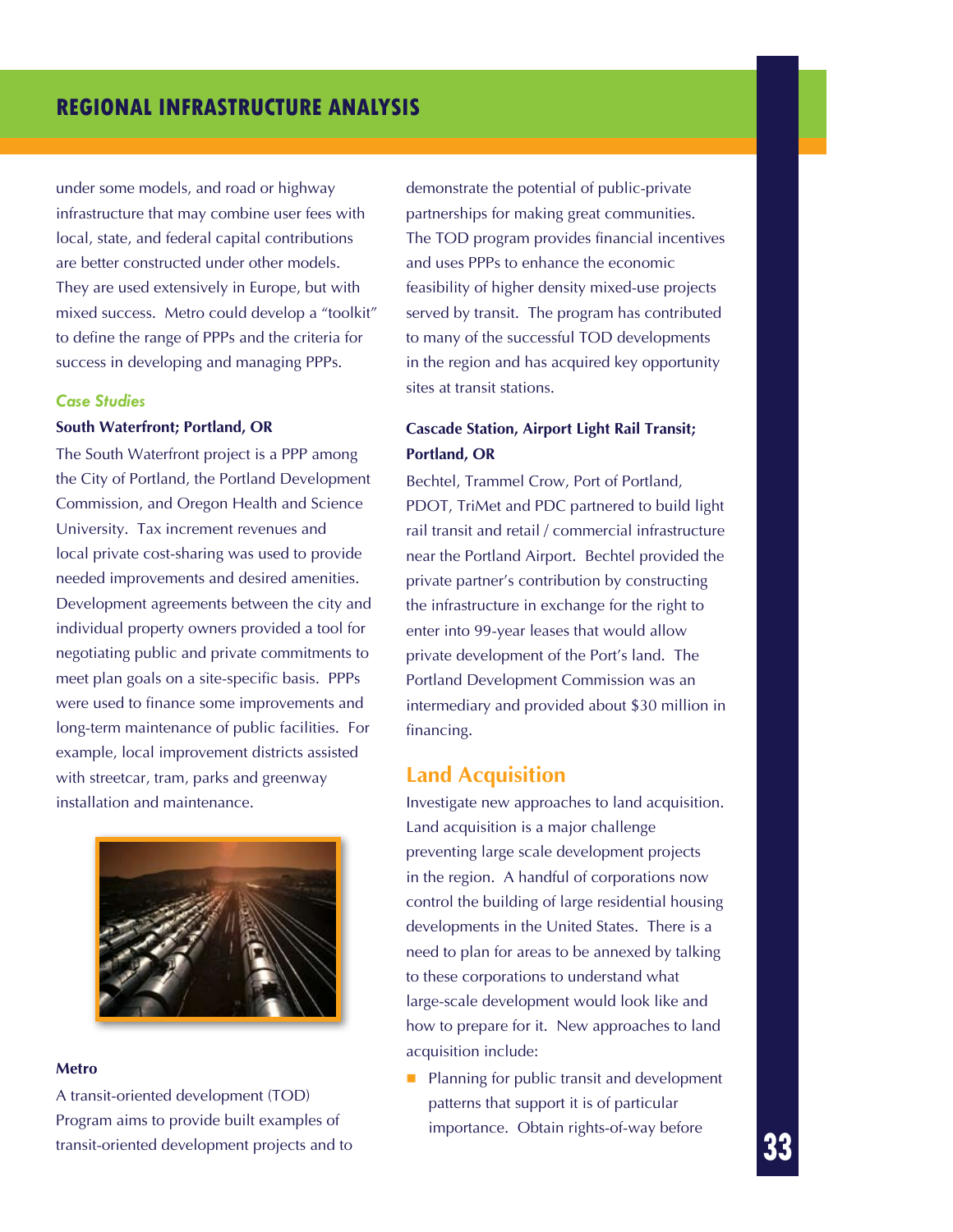under some models, and road or highway infrastructure that may combine user fees with local, state, and federal capital contributions are better constructed under other models. They are used extensively in Europe, but with mixed success. Metro could develop a "toolkit" to define the range of PPPs and the criteria for success in developing and managing PPPs.

### *Case Studies*

**South Waterfront; Portland, OR**

The South Waterfront project is a PPP among the City of Portland, the Portland Development Commission, and Oregon Health and Science University. Tax increment revenues and local private cost-sharing was used to provide needed improvements and desired amenities. Development agreements between the city and individual property owners provided a tool for negotiating public and private commitments to meet plan goals on a site-specific basis. PPPs were used to finance some improvements and long-term maintenance of public facilities. For example, local improvement districts assisted with streetcar, tram, parks and greenway installation and maintenance.

**Metro**

A transit-oriented development (TOD) Program aims to provide built examples of transit-oriented development projects and to demonstrate the potential of public-private partnerships for making great communities. The TOD program provides financial incentives and uses PPPs to enhance the economic feasibility of higher density mixed-use projects served by transit. The program has contributed to many of the successful TOD developments in the region and has acquired key opportunity sites at transit stations.

**Cascade Station, Airport Light Rail Transit; Portland, OR**

Bechtel, Trammel Crow, Port of Portland, PDOT, TriMet and PDC partnered to build light rail transit and retail / commercial infrastructure near the Portland Airport. Bechtel provided the private partner's contribution by constructing the infrastructure in exchange for the right to enter into 99-year leases that would allow private development of the Port's land. The Portland Development Commission was an intermediary and provided about $30 million in financing.

## Land Acquisition

Investigate new approaches to land acquisition. Land acquisition is a major challenge preventing large scale development projects in the region. A handful of corporations now control the building of large residential housing developments in the United States. There is a need to plan for areas to be annexed by talking to these corporations to understand what large-scale development would look like and how to prepare for it. New approaches to land acquisition include:

- Planning for public transit and development patterns that support it is of particular importance. Obtain rights-of-way before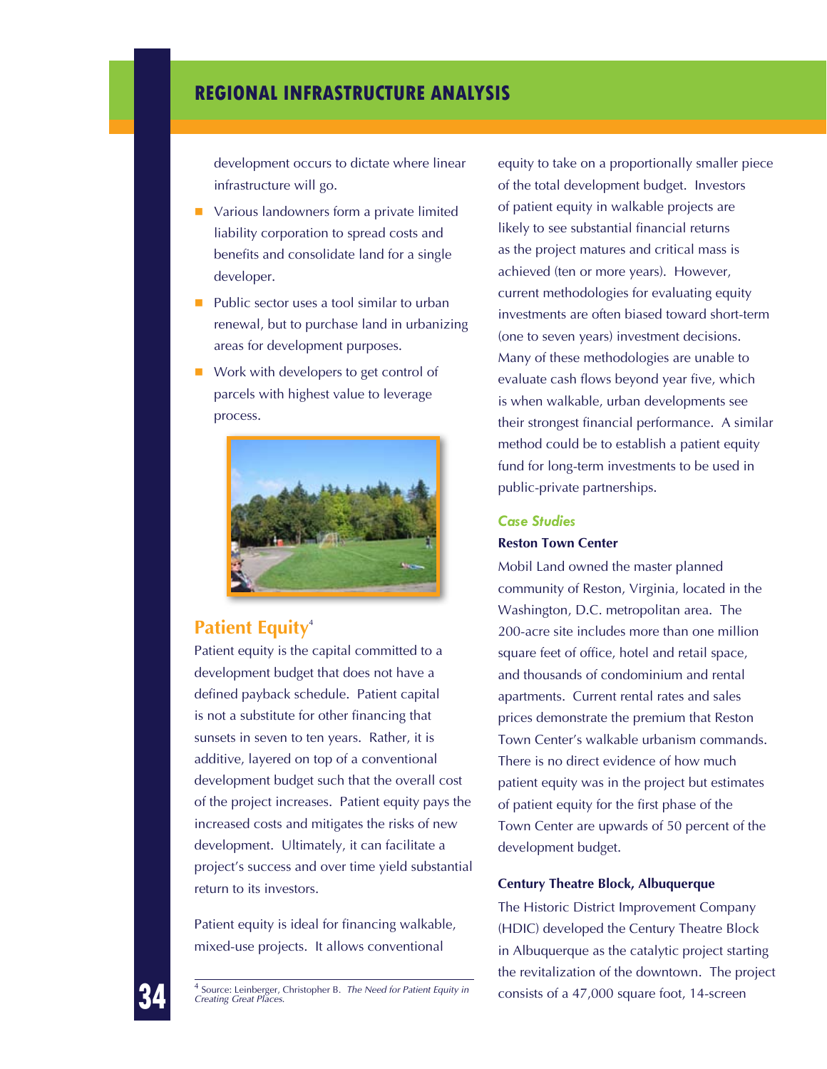development occurs to dictate where linear infrastructure will go.

- Various landowners form a private limited liability corporation to spread costs and benefits and consolidate land for a single developer.
- Public sector uses a tool similar to urban renewal, but to purchase land in urbanizing areas for development purposes.
- Work with developers to get control of parcels with highest value to leverage process.

## Patient Equity[4]

Patient equity is the capital committed to a development budget that does not have a defined payback schedule. Patient capital is not a substitute for other financing that sunsets in seven to ten years. Rather, it is additive, layered on top of a conventional development budget such that the overall cost of the project increases. Patient equity pays the increased costs and mitigates the risks of new development. Ultimately, it can facilitate a project's success and over time yield substantial return to its investors.

Patient equity is ideal for financing walkable, mixed-use projects. It allows conventional equity to take on a proportionally smaller piece of the total development budget. Investors of patient equity in walkable projects are likely to see substantial financial returns as the project matures and critical mass is achieved (ten or more years). However, current methodologies for evaluating equity investments are often biased toward short-term (one to seven years) investment decisions. Many of these methodologies are unable to evaluate cash flows beyond year five, which is when walkable, urban developments see their strongest financial performance. A similar method could be to establish a patient equity fund for long-term investments to be used in public-private partnerships.

### Case Studies

**Reston Town Center**

Mobil Land owned the master planned community of Reston, Virginia, located in the Washington, D.C. metropolitan area. The 200-acre site includes more than one million square feet of office, hotel and retail space, and thousands of condominium and rental apartments. Current rental rates and sales prices demonstrate the premium that Reston Town Center's walkable urbanism commands. There is no direct evidence of how much patient equity was in the project but estimates of patient equity for the first phase of the Town Center are upwards of 50 percent of the development budget.

**Century Theatre Block, Albuquerque**

The Historic District Improvement Company (HDIC) developed the Century Theatre Block in Albuquerque as the catalytic project starting the revitalization of the downtown. The project consists of a 47,000 square foot, 14-screen

---

[4] Source: Leinberger, Christopher B. *The Need for Patient Equity in Creating Great Places.*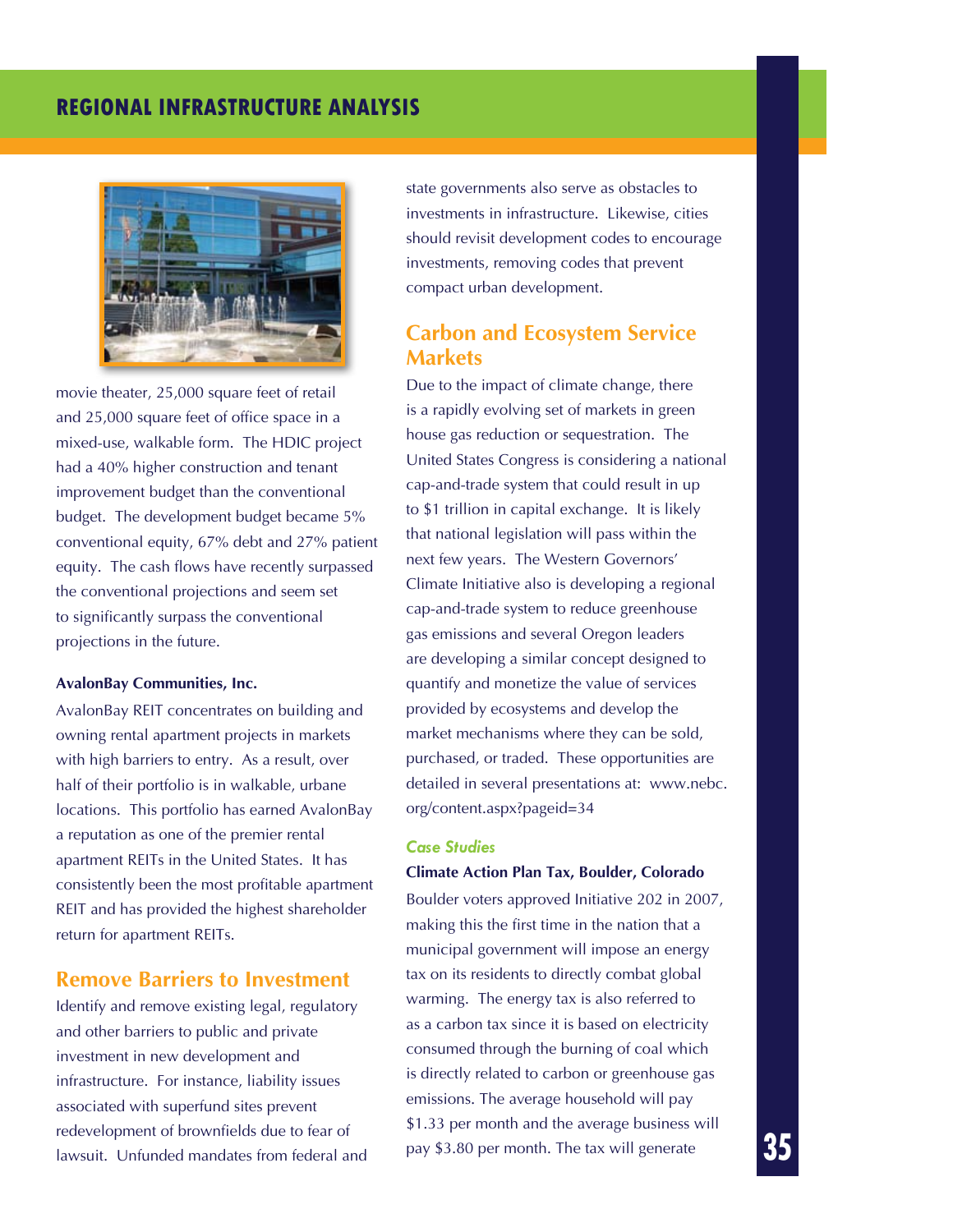movie theater, 25,000 square feet of retail and 25,000 square feet of office space in a mixed-use, walkable form. The HDIC project had a 40% higher construction and tenant improvement budget than the conventional budget. The development budget became 5% conventional equity, 67% debt and 27% patient equity. The cash flows have recently surpassed the conventional projections and seem set to significantly surpass the conventional projections in the future.

**AvalonBay Communities, Inc.**

AvalonBay REIT concentrates on building and owning rental apartment projects in markets with high barriers to entry. As a result, over half of their portfolio is in walkable, urbane locations. This portfolio has earned AvalonBay a reputation as one of the premier rental apartment REITs in the United States. It has consistently been the most profitable apartment REIT and has provided the highest shareholder return for apartment REITs.

## Remove Barriers to Investment

Identify and remove existing legal, regulatory and other barriers to public and private investment in new development and infrastructure. For instance, liability issues associated with superfund sites prevent redevelopment of brownfields due to fear of lawsuit. Unfunded mandates from federal and state governments also serve as obstacles to investments in infrastructure. Likewise, cities should revisit development codes to encourage investments, removing codes that prevent compact urban development.

## Carbon and Ecosystem Service Markets

Due to the impact of climate change, there is a rapidly evolving set of markets in green house gas reduction or sequestration. The United States Congress is considering a national cap-and-trade system that could result in up to $1 trillion in capital exchange. It is likely that national legislation will pass within the next few years. The Western Governors' Climate Initiative also is developing a regional cap-and-trade system to reduce greenhouse gas emissions and several Oregon leaders are developing a similar concept designed to quantify and monetize the value of services provided by ecosystems and develop the market mechanisms where they can be sold, purchased, or traded. These opportunities are detailed in several presentations at: www.nebc.org/content.aspx?pageid=34

### *Case Studies*

**Climate Action Plan Tax, Boulder, Colorado**

Boulder voters approved Initiative 202 in 2007, making this the first time in the nation that a municipal government will impose an energy tax on its residents to directly combat global warming. The energy tax is also referred to as a carbon tax since it is based on electricity consumed through the burning of coal which is directly related to carbon or greenhouse gas emissions. The average household will pay $1.33 per month and the average business will pay $3.80 per month. The tax will generate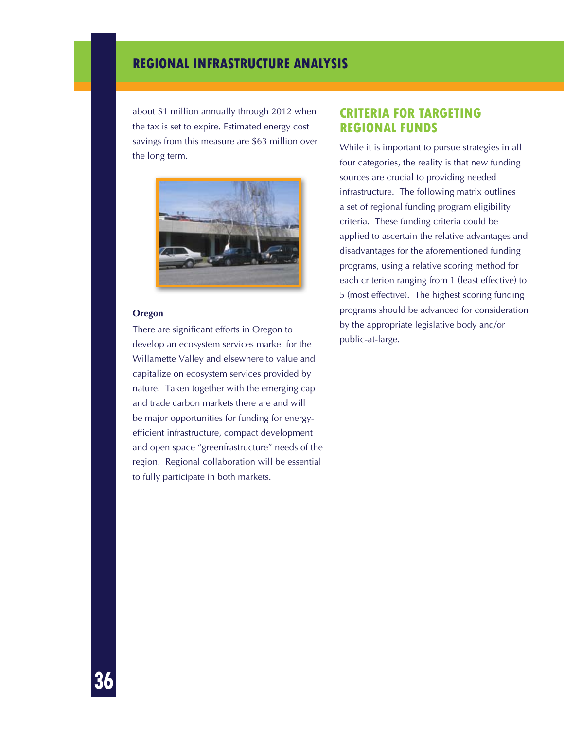about $1 million annually through 2012 when the tax is set to expire. Estimated energy cost savings from this measure are $63 million over the long term.

**Oregon**

There are significant efforts in Oregon to develop an ecosystem services market for the Willamette Valley and elsewhere to value and capitalize on ecosystem services provided by nature. Taken together with the emerging cap and trade carbon markets there are and will be major opportunities for funding for energy-efficient infrastructure, compact development and open space "greenfrastructure" needs of the region. Regional collaboration will be essential to fully participate in both markets.

## CRITERIA FOR TARGETING REGIONAL FUNDS

While it is important to pursue strategies in all four categories, the reality is that new funding sources are crucial to providing needed infrastructure. The following matrix outlines a set of regional funding program eligibility criteria. These funding criteria could be applied to ascertain the relative advantages and disadvantages for the aforementioned funding programs, using a relative scoring method for each criterion ranging from 1 (least effective) to 5 (most effective). The highest scoring funding programs should be advanced for consideration by the appropriate legislative body and/or public-at-large.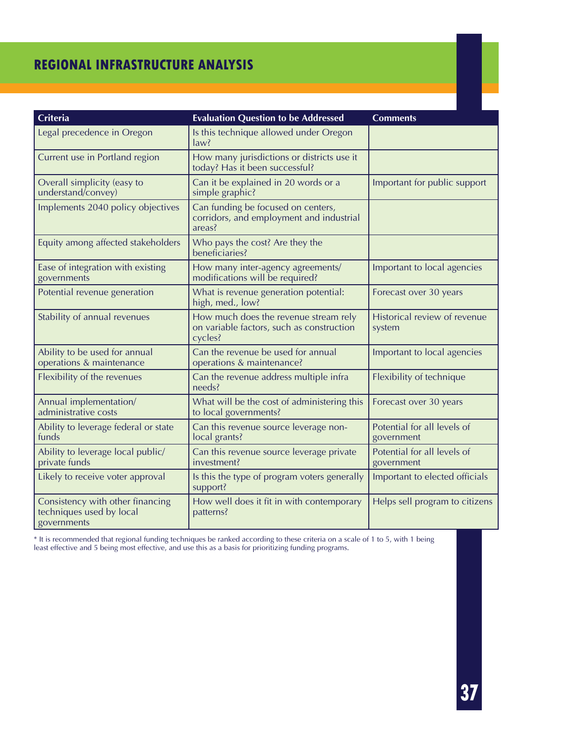| Criteria | Evaluation Question to be Addressed | Comments |
|---|---|---|
| Legal precedence in Oregon | Is this technique allowed under Oregon law? | |
| Current use in Portland region | How many jurisdictions or districts use it today? Has it been successful? | |
| Overall simplicity (easy to understand/convey) | Can it be explained in 20 words or a simple graphic? | Important for public support |
| Implements 2040 policy objectives | Can funding be focused on centers, corridors, and employment and industrial areas? | |
| Equity among affected stakeholders | Who pays the cost? Are they the beneficiaries? | |
| Ease of integration with existing governments | How many inter-agency agreements/ modifications will be required? | Important to local agencies |
| Potential revenue generation | What is revenue generation potential: high, med., low? | Forecast over 30 years |
| Stability of annual revenues | How much does the revenue stream rely on variable factors, such as construction cycles? | Historical review of revenue system |
| Ability to be used for annual operations & maintenance | Can the revenue be used for annual operations & maintenance? | Important to local agencies |
| Flexibility of the revenues | Can the revenue address multiple infra needs? | Flexibility of technique |
| Annual implementation/ administrative costs | What will be the cost of administering this to local governments? | Forecast over 30 years |
| Ability to leverage federal or state funds | Can this revenue source leverage non-local grants? | Potential for all levels of government |
| Ability to leverage local public/ private funds | Can this revenue source leverage private investment? | Potential for all levels of government |
| Likely to receive voter approval | Is this the type of program voters generally support? | Important to elected officials |
| Consistency with other financing techniques used by local governments | How well does it fit in with contemporary patterns? | Helps sell program to citizens |

* It is recommended that regional funding techniques be ranked according to these criteria on a scale of 1 to 5, with 1 being least effective and 5 being most effective, and use this as a basis for prioritizing funding programs.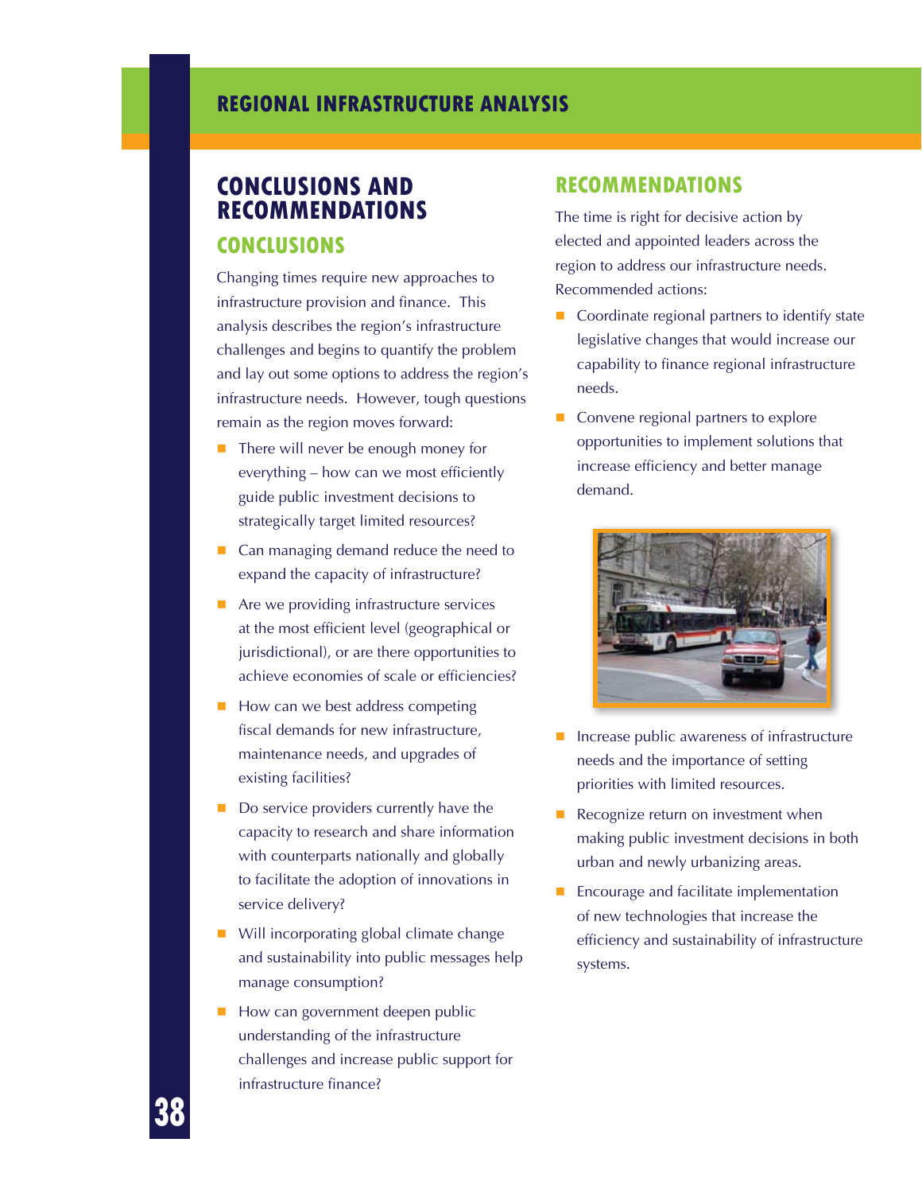# CONCLUSIONS AND RECOMMENDATIONS

## CONCLUSIONS

Changing times require new approaches to infrastructure provision and finance. This analysis describes the region's infrastructure challenges and begins to quantify the problem and lay out some options to address the region's infrastructure needs. However, tough questions remain as the region moves forward:

- There will never be enough money for everything – how can we most efficiently guide public investment decisions to strategically target limited resources?
- Can managing demand reduce the need to expand the capacity of infrastructure?
- Are we providing infrastructure services at the most efficient level (geographical or jurisdictional), or are there opportunities to achieve economies of scale or efficiencies?
- How can we best address competing fiscal demands for new infrastructure, maintenance needs, and upgrades of existing facilities?
- Do service providers currently have the capacity to research and share information with counterparts nationally and globally to facilitate the adoption of innovations in service delivery?
- Will incorporating global climate change and sustainability into public messages help manage consumption?
- How can government deepen public understanding of the infrastructure challenges and increase public support for infrastructure finance?

## RECOMMENDATIONS

The time is right for decisive action by elected and appointed leaders across the region to address our infrastructure needs. Recommended actions:

- Coordinate regional partners to identify state legislative changes that would increase our capability to finance regional infrastructure needs.
- Convene regional partners to explore opportunities to implement solutions that increase efficiency and better manage demand.
- Increase public awareness of infrastructure needs and the importance of setting priorities with limited resources.
- Recognize return on investment when making public investment decisions in both urban and newly urbanizing areas.
- Encourage and facilitate implementation of new technologies that increase the efficiency and sustainability of infrastructure systems.